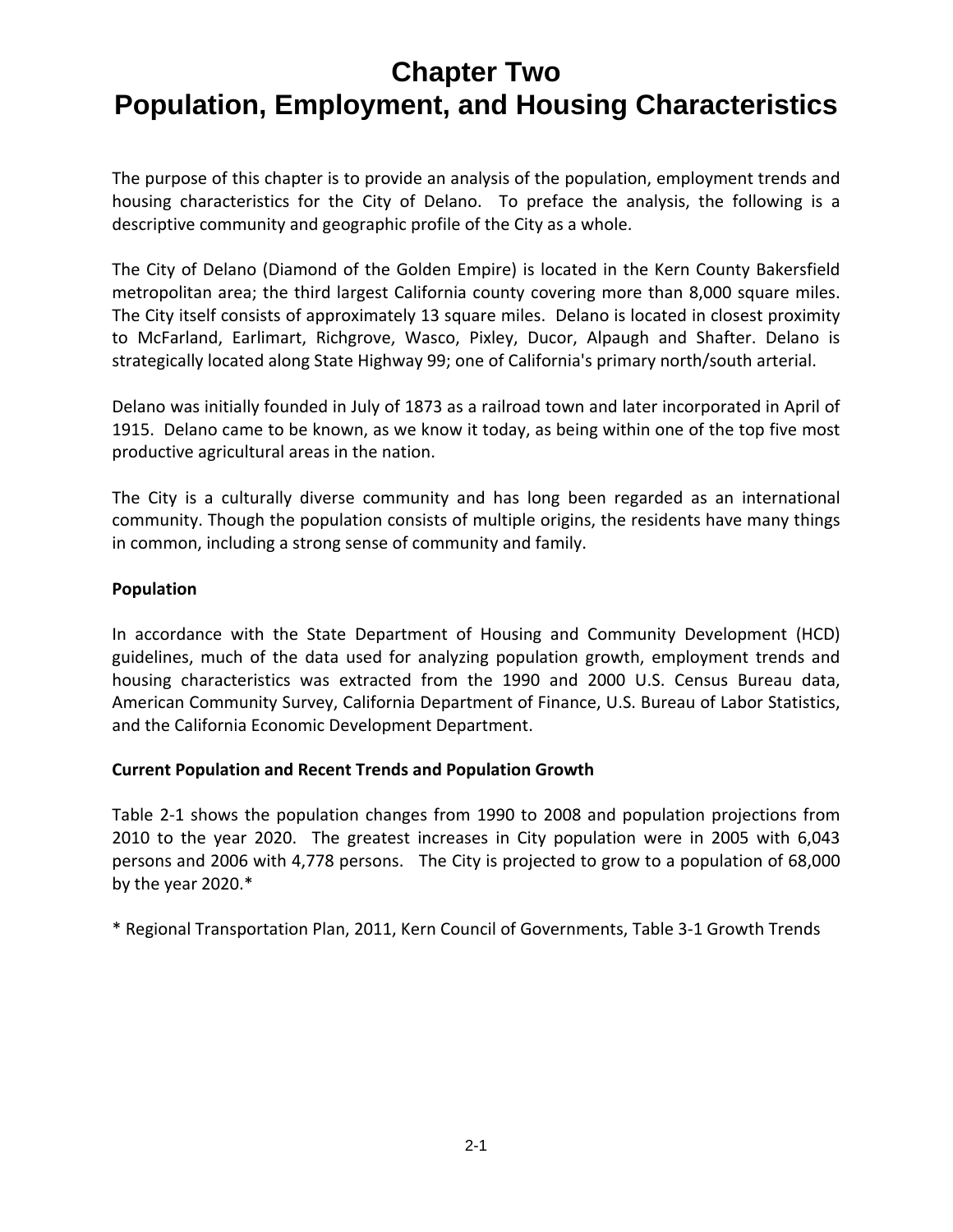# Chapter Two
# Population, Employment, and Housing Characteristics

The purpose of this chapter is to provide an analysis of the population, employment trends and housing characteristics for the City of Delano. To preface the analysis, the following is a descriptive community and geographic profile of the City as a whole.

The City of Delano (Diamond of the Golden Empire) is located in the Kern County Bakersfield metropolitan area; the third largest California county covering more than 8,000 square miles. The City itself consists of approximately 13 square miles. Delano is located in closest proximity to McFarland, Earlimart, Richgrove, Wasco, Pixley, Ducor, Alpaugh and Shafter. Delano is strategically located along State Highway 99; one of California's primary north/south arterial.

Delano was initially founded in July of 1873 as a railroad town and later incorporated in April of 1915. Delano came to be known, as we know it today, as being within one of the top five most productive agricultural areas in the nation.

The City is a culturally diverse community and has long been regarded as an international community. Though the population consists of multiple origins, the residents have many things in common, including a strong sense of community and family.

**Population**

In accordance with the State Department of Housing and Community Development (HCD) guidelines, much of the data used for analyzing population growth, employment trends and housing characteristics was extracted from the 1990 and 2000 U.S. Census Bureau data, American Community Survey, California Department of Finance, U.S. Bureau of Labor Statistics, and the California Economic Development Department.

**Current Population and Recent Trends and Population Growth**

Table 2-1 shows the population changes from 1990 to 2008 and population projections from 2010 to the year 2020. The greatest increases in City population were in 2005 with 6,043 persons and 2006 with 4,778 persons. The City is projected to grow to a population of 68,000 by the year 2020.*

* Regional Transportation Plan, 2011, Kern Council of Governments, Table 3-1 Growth Trends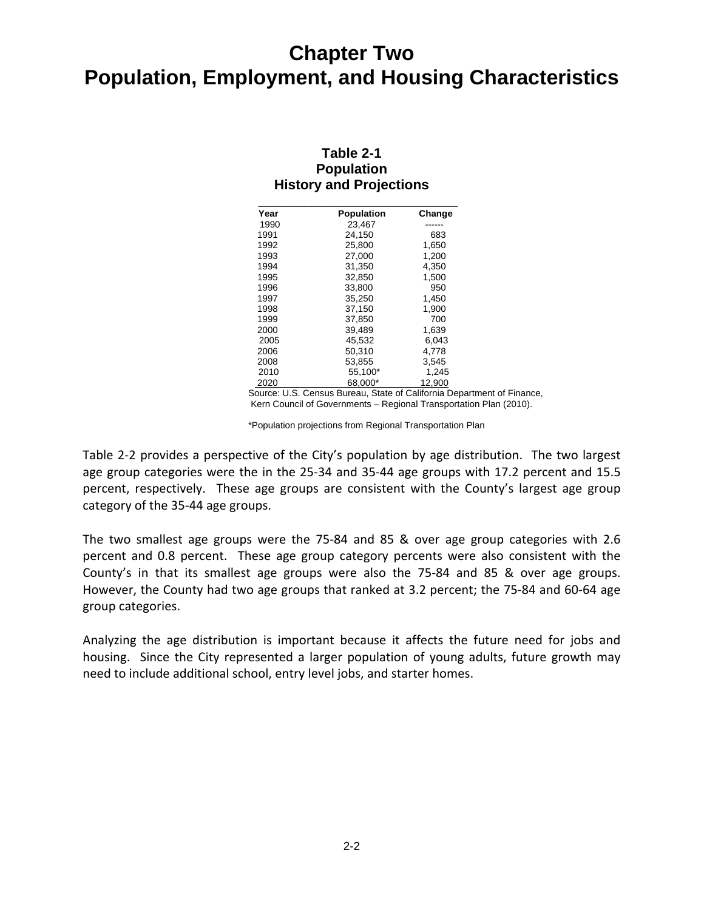# Chapter Two
# Population, Employment, and Housing Characteristics

**Table 2-1**
**Population**
**History and Projections**

| Year | Population | Change |
|---|---|---|
| 1990 | 23,467 | ------ |
| 1991 | 24,150 | 683 |
| 1992 | 25,800 | 1,650 |
| 1993 | 27,000 | 1,200 |
| 1994 | 31,350 | 4,350 |
| 1995 | 32,850 | 1,500 |
| 1996 | 33,800 | 950 |
| 1997 | 35,250 | 1,450 |
| 1998 | 37,150 | 1,900 |
| 1999 | 37,850 | 700 |
| 2000 | 39,489 | 1,639 |
| 2005 | 45,532 | 6,043 |
| 2006 | 50,310 | 4,778 |
| 2008 | 53,855 | 3,545 |
| 2010 | 55,100* | 1,245 |
| 2020 | 68,000* | 12,900 |

Source: U.S. Census Bureau, State of California Department of Finance, Kern Council of Governments – Regional Transportation Plan (2010).

*Population projections from Regional Transportation Plan

Table 2-2 provides a perspective of the City's population by age distribution. The two largest age group categories were the in the 25-34 and 35-44 age groups with 17.2 percent and 15.5 percent, respectively. These age groups are consistent with the County's largest age group category of the 35-44 age groups.

The two smallest age groups were the 75-84 and 85 & over age group categories with 2.6 percent and 0.8 percent. These age group category percents were also consistent with the County's in that its smallest age groups were also the 75-84 and 85 & over age groups. However, the County had two age groups that ranked at 3.2 percent; the 75-84 and 60-64 age group categories.

Analyzing the age distribution is important because it affects the future need for jobs and housing. Since the City represented a larger population of young adults, future growth may need to include additional school, entry level jobs, and starter homes.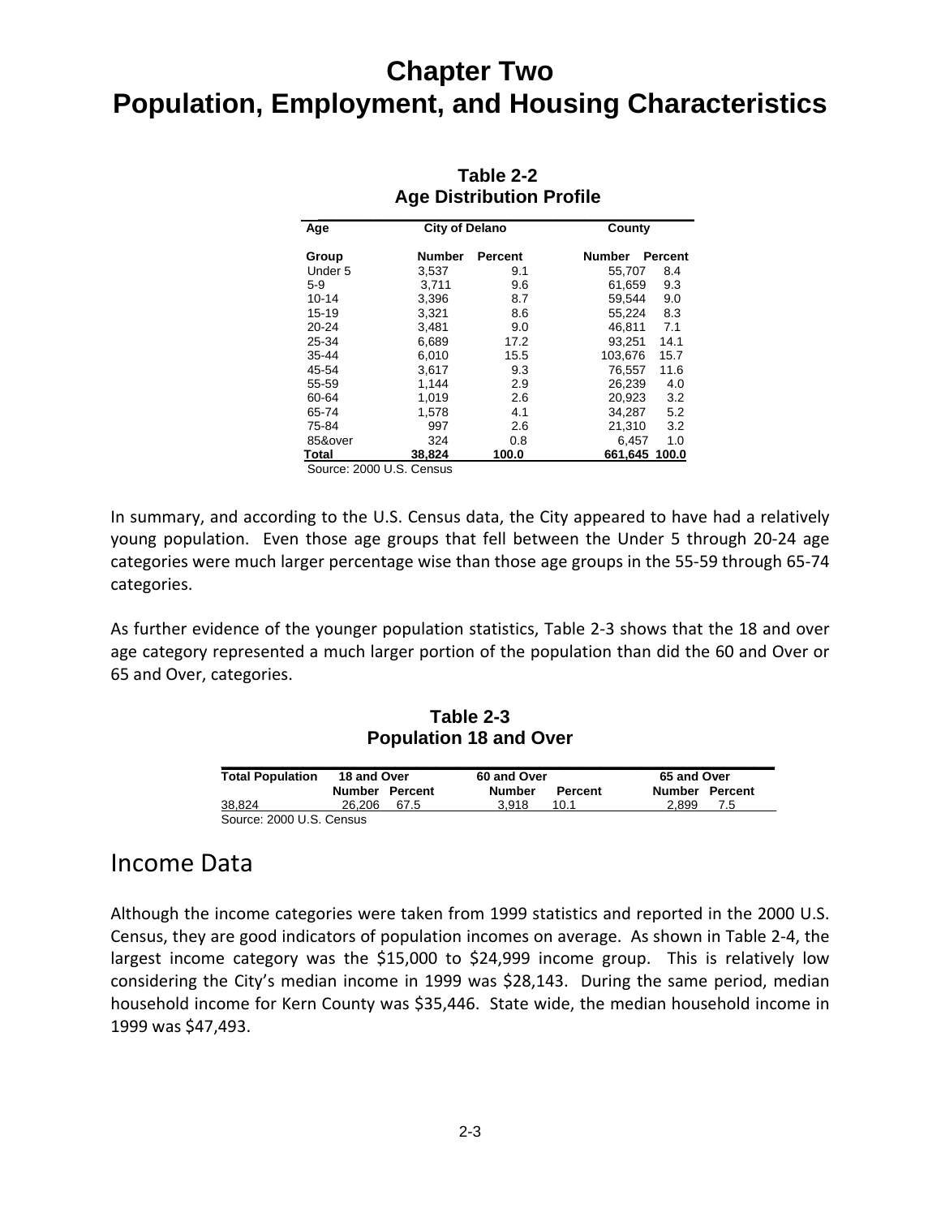# Chapter Two
# Population, Employment, and Housing Characteristics

**Table 2-2**
**Age Distribution Profile**

| Age | City of Delano | | County | |
|---|---|---|---|---|
| Group | Number | Percent | Number | Percent |
| Under 5 | 3,537 | 9.1 | 55,707 | 8.4 |
| 5-9 | 3,711 | 9.6 | 61,659 | 9.3 |
| 10-14 | 3,396 | 8.7 | 59,544 | 9.0 |
| 15-19 | 3,321 | 8.6 | 55,224 | 8.3 |
| 20-24 | 3,481 | 9.0 | 46,811 | 7.1 |
| 25-34 | 6,689 | 17.2 | 93,251 | 14.1 |
| 35-44 | 6,010 | 15.5 | 103,676 | 15.7 |
| 45-54 | 3,617 | 9.3 | 76,557 | 11.6 |
| 55-59 | 1,144 | 2.9 | 26,239 | 4.0 |
| 60-64 | 1,019 | 2.6 | 20,923 | 3.2 |
| 65-74 | 1,578 | 4.1 | 34,287 | 5.2 |
| 75-84 | 997 | 2.6 | 21,310 | 3.2 |
| 85&over | 324 | 0.8 | 6,457 | 1.0 |
| **Total** | **38,824** | **100.0** | **661,645** | **100.0** |

Source: 2000 U.S. Census

In summary, and according to the U.S. Census data, the City appeared to have had a relatively young population. Even those age groups that fell between the Under 5 through 20-24 age categories were much larger percentage wise than those age groups in the 55-59 through 65-74 categories.

As further evidence of the younger population statistics, Table 2-3 shows that the 18 and over age category represented a much larger portion of the population than did the 60 and Over or 65 and Over, categories.

**Table 2-3**
**Population 18 and Over**

| Total Population | 18 and Over | | 60 and Over | | 65 and Over | |
|---|---|---|---|---|---|---|
| | Number | Percent | Number | Percent | Number | Percent |
| 38,824 | 26,206 | 67.5 | 3,918 | 10.1 | 2,899 | 7.5 |

Source: 2000 U.S. Census

## Income Data

Although the income categories were taken from 1999 statistics and reported in the 2000 U.S. Census, they are good indicators of population incomes on average. As shown in Table 2-4, the largest income category was the $15,000 to $24,999 income group. This is relatively low considering the City's median income in 1999 was $28,143. During the same period, median household income for Kern County was $35,446. State wide, the median household income in 1999 was $47,493.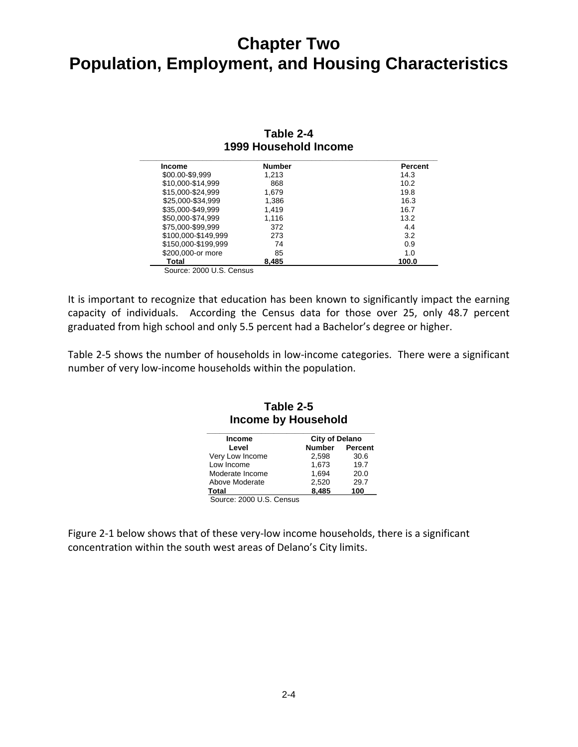# Chapter Two
# Population, Employment, and Housing Characteristics

**Table 2-4**
**1999 Household Income**

| Income | Number | Percent |
|---|---|---|
| $00.00-$9,999 | 1,213 | 14.3 |
| $10,000-$14,999 | 868 | 10.2 |
| $15,000-$24,999 | 1,679 | 19.8 |
| $25,000-$34,999 | 1,386 | 16.3 |
| $35,000-$49,999 | 1,419 | 16.7 |
| $50,000-$74,999 | 1,116 | 13.2 |
| $75,000-$99,999 | 372 | 4.4 |
| $100,000-$149,999 | 273 | 3.2 |
| $150,000-$199,999 | 74 | 0.9 |
| $200,000-or more | 85 | 1.0 |
| **Total** | **8,485** | **100.0** |

Source: 2000 U.S. Census

It is important to recognize that education has been known to significantly impact the earning capacity of individuals. According the Census data for those over 25, only 48.7 percent graduated from high school and only 5.5 percent had a Bachelor's degree or higher.

Table 2-5 shows the number of households in low-income categories. There were a significant number of very low-income households within the population.

**Table 2-5**
**Income by Household**

| Income | City of Delano | |
|---|---|---|
| Level | Number | Percent |
| Very Low Income | 2,598 | 30.6 |
| Low Income | 1,673 | 19.7 |
| Moderate Income | 1,694 | 20.0 |
| Above Moderate | 2,520 | 29.7 |
| **Total** | **8,485** | **100** |

Source: 2000 U.S. Census

Figure 2-1 below shows that of these very-low income households, there is a significant concentration within the south west areas of Delano's City limits.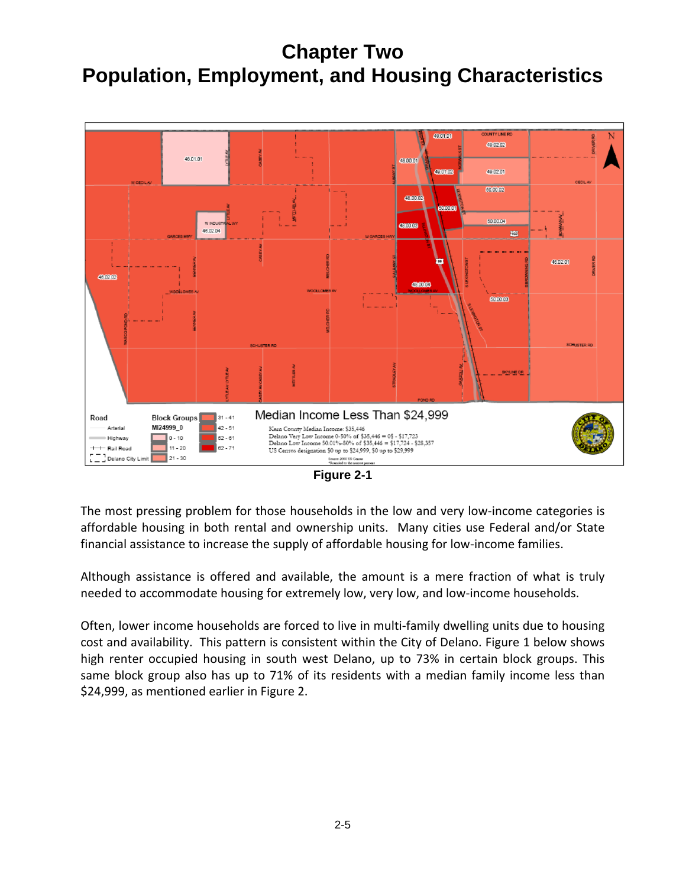# Chapter Two
# Population, Employment, and Housing Characteristics

Figure 2-1

The most pressing problem for those households in the low and very low-income categories is affordable housing in both rental and ownership units. Many cities use Federal and/or State financial assistance to increase the supply of affordable housing for low-income families.

Although assistance is offered and available, the amount is a mere fraction of what is truly needed to accommodate housing for extremely low, very low, and low-income households.

Often, lower income households are forced to live in multi-family dwelling units due to housing cost and availability. This pattern is consistent within the City of Delano. Figure 1 below shows high renter occupied housing in south west Delano, up to 73% in certain block groups. This same block group also has up to 71% of its residents with a median family income less than $24,999, as mentioned earlier in Figure 2.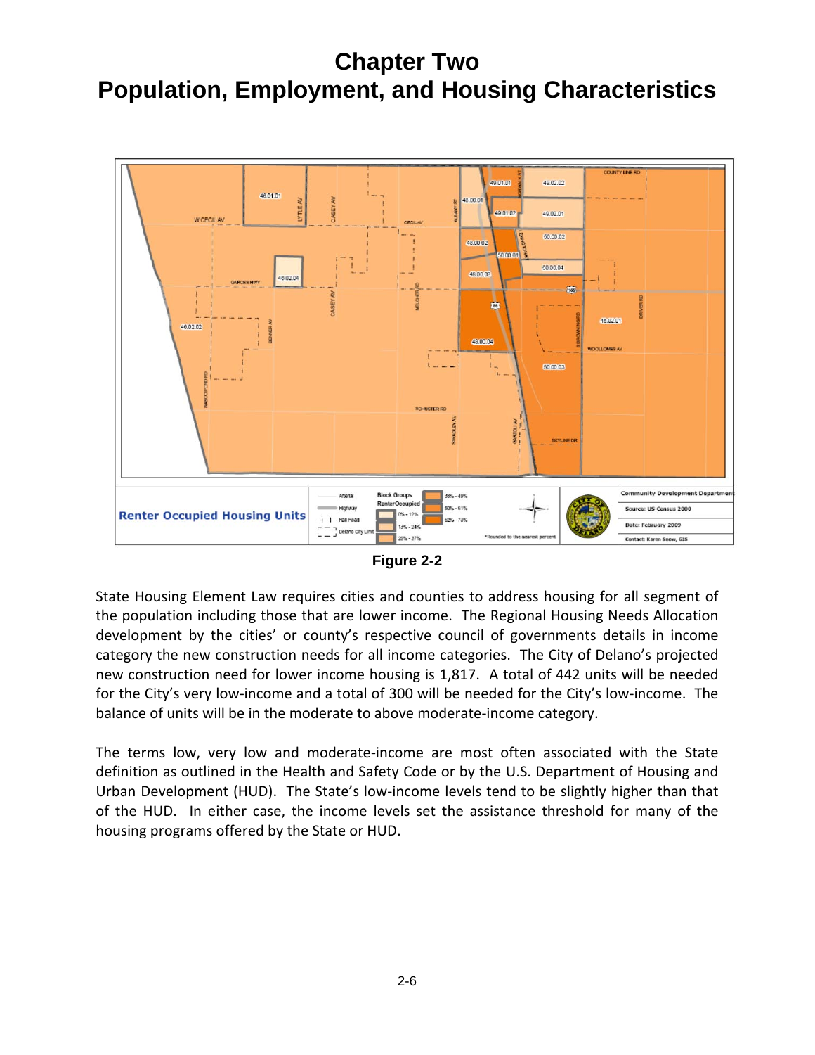# Chapter Two
# Population, Employment, and Housing Characteristics

**Figure 2-2**

State Housing Element Law requires cities and counties to address housing for all segment of the population including those that are lower income. The Regional Housing Needs Allocation development by the cities' or county's respective council of governments details in income category the new construction needs for all income categories. The City of Delano's projected new construction need for lower income housing is 1,817. A total of 442 units will be needed for the City's very low-income and a total of 300 will be needed for the City's low-income. The balance of units will be in the moderate to above moderate-income category.

The terms low, very low and moderate-income are most often associated with the State definition as outlined in the Health and Safety Code or by the U.S. Department of Housing and Urban Development (HUD). The State's low-income levels tend to be slightly higher than that of the HUD. In either case, the income levels set the assistance threshold for many of the housing programs offered by the State or HUD.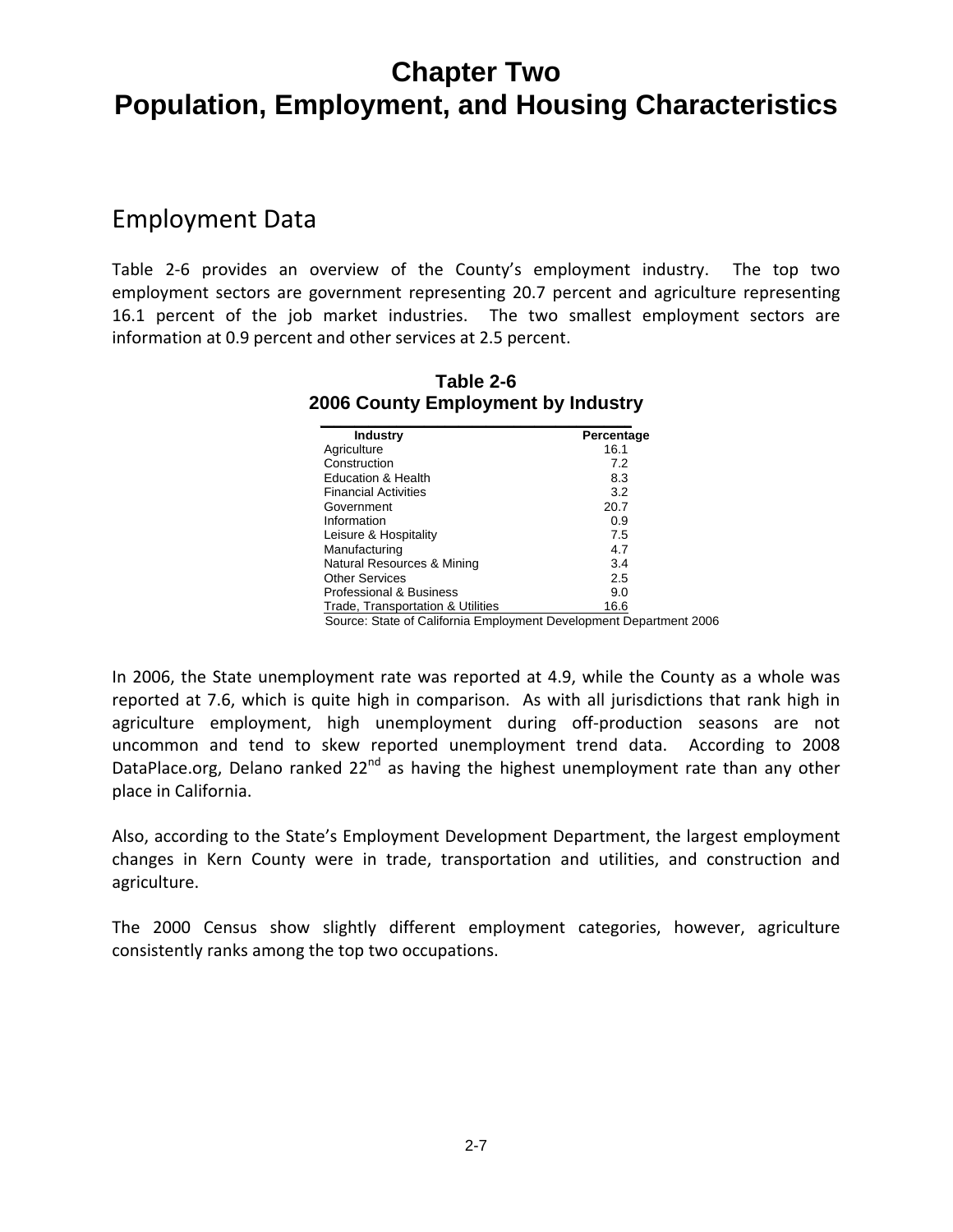# Chapter Two
# Population, Employment, and Housing Characteristics

## Employment Data

Table 2-6 provides an overview of the County's employment industry. The top two employment sectors are government representing 20.7 percent and agriculture representing 16.1 percent of the job market industries. The two smallest employment sectors are information at 0.9 percent and other services at 2.5 percent.

**Table 2-6**
**2006 County Employment by Industry**

| Industry | Percentage |
|---|---|
| Agriculture | 16.1 |
| Construction | 7.2 |
| Education & Health | 8.3 |
| Financial Activities | 3.2 |
| Government | 20.7 |
| Information | 0.9 |
| Leisure & Hospitality | 7.5 |
| Manufacturing | 4.7 |
| Natural Resources & Mining | 3.4 |
| Other Services | 2.5 |
| Professional & Business | 9.0 |
| Trade, Transportation & Utilities | 16.6 |

Source: State of California Employment Development Department 2006

In 2006, the State unemployment rate was reported at 4.9, while the County as a whole was reported at 7.6, which is quite high in comparison. As with all jurisdictions that rank high in agriculture employment, high unemployment during off-production seasons are not uncommon and tend to skew reported unemployment trend data. According to 2008 DataPlace.org, Delano ranked 22nd as having the highest unemployment rate than any other place in California.

Also, according to the State's Employment Development Department, the largest employment changes in Kern County were in trade, transportation and utilities, and construction and agriculture.

The 2000 Census show slightly different employment categories, however, agriculture consistently ranks among the top two occupations.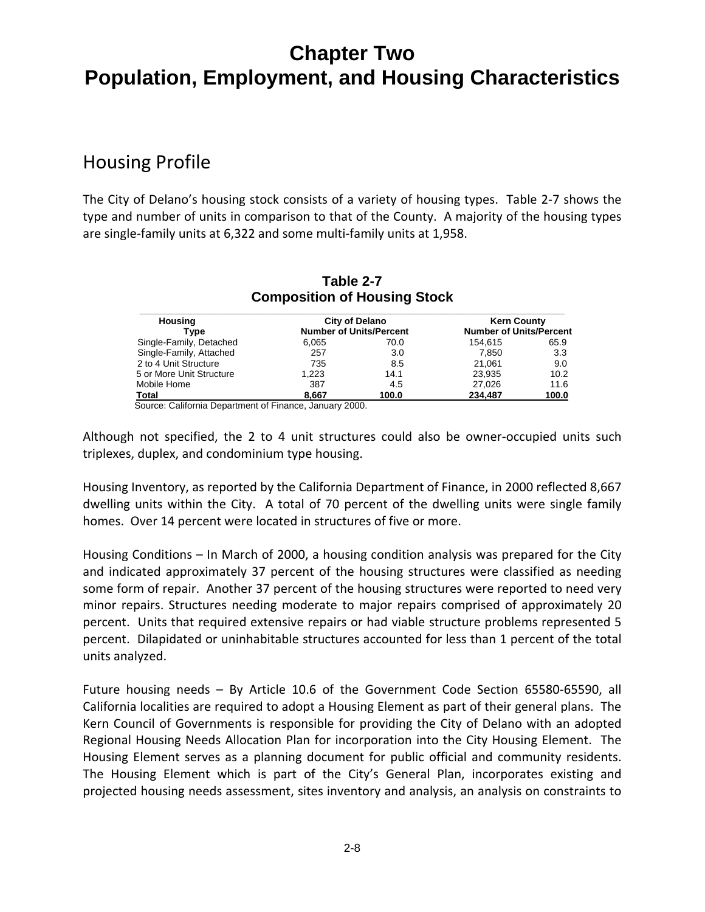# Chapter Two
# Population, Employment, and Housing Characteristics

## Housing Profile

The City of Delano's housing stock consists of a variety of housing types. Table 2-7 shows the type and number of units in comparison to that of the County. A majority of the housing types are single-family units at 6,322 and some multi-family units at 1,958.

**Table 2-7**
**Composition of Housing Stock**

| Housing Type | City of Delano Number of Units/Percent | | Kern County Number of Units/Percent | |
|---|---|---|---|---|
| Single-Family, Detached | 6,065 | 70.0 | 154,615 | 65.9 |
| Single-Family, Attached | 257 | 3.0 | 7,850 | 3.3 |
| 2 to 4 Unit Structure | 735 | 8.5 | 21,061 | 9.0 |
| 5 or More Unit Structure | 1,223 | 14.1 | 23,935 | 10.2 |
| Mobile Home | 387 | 4.5 | 27,026 | 11.6 |
| **Total** | **8,667** | **100.0** | **234,487** | **100.0** |

Source: California Department of Finance, January 2000.

Although not specified, the 2 to 4 unit structures could also be owner-occupied units such triplexes, duplex, and condominium type housing.

Housing Inventory, as reported by the California Department of Finance, in 2000 reflected 8,667 dwelling units within the City. A total of 70 percent of the dwelling units were single family homes. Over 14 percent were located in structures of five or more.

Housing Conditions – In March of 2000, a housing condition analysis was prepared for the City and indicated approximately 37 percent of the housing structures were classified as needing some form of repair. Another 37 percent of the housing structures were reported to need very minor repairs. Structures needing moderate to major repairs comprised of approximately 20 percent. Units that required extensive repairs or had viable structure problems represented 5 percent. Dilapidated or uninhabitable structures accounted for less than 1 percent of the total units analyzed.

Future housing needs – By Article 10.6 of the Government Code Section 65580-65590, all California localities are required to adopt a Housing Element as part of their general plans. The Kern Council of Governments is responsible for providing the City of Delano with an adopted Regional Housing Needs Allocation Plan for incorporation into the City Housing Element. The Housing Element serves as a planning document for public official and community residents. The Housing Element which is part of the City's General Plan, incorporates existing and projected housing needs assessment, sites inventory and analysis, an analysis on constraints to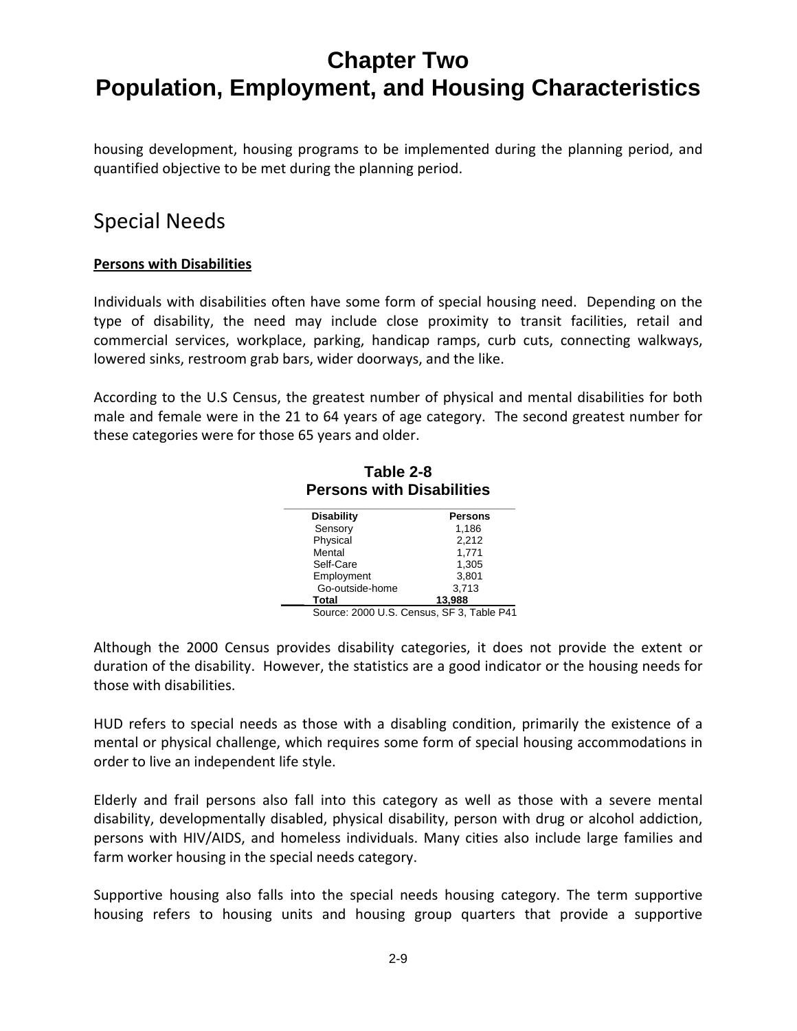housing development, housing programs to be implemented during the planning period, and quantified objective to be met during the planning period.

## Special Needs

**Persons with Disabilities**

Individuals with disabilities often have some form of special housing need. Depending on the type of disability, the need may include close proximity to transit facilities, retail and commercial services, workplace, parking, handicap ramps, curb cuts, connecting walkways, lowered sinks, restroom grab bars, wider doorways, and the like.

According to the U.S Census, the greatest number of physical and mental disabilities for both male and female were in the 21 to 64 years of age category. The second greatest number for these categories were for those 65 years and older.

**Table 2-8**
**Persons with Disabilities**

| Disability | Persons |
|---|---|
| Sensory | 1,186 |
| Physical | 2,212 |
| Mental | 1,771 |
| Self-Care | 1,305 |
| Employment | 3,801 |
| Go-outside-home | 3,713 |
| **Total** | **13,988** |

Source: 2000 U.S. Census, SF 3, Table P41

Although the 2000 Census provides disability categories, it does not provide the extent or duration of the disability. However, the statistics are a good indicator or the housing needs for those with disabilities.

HUD refers to special needs as those with a disabling condition, primarily the existence of a mental or physical challenge, which requires some form of special housing accommodations in order to live an independent life style.

Elderly and frail persons also fall into this category as well as those with a severe mental disability, developmentally disabled, physical disability, person with drug or alcohol addiction, persons with HIV/AIDS, and homeless individuals. Many cities also include large families and farm worker housing in the special needs category.

Supportive housing also falls into the special needs housing category. The term supportive housing refers to housing units and housing group quarters that provide a supportive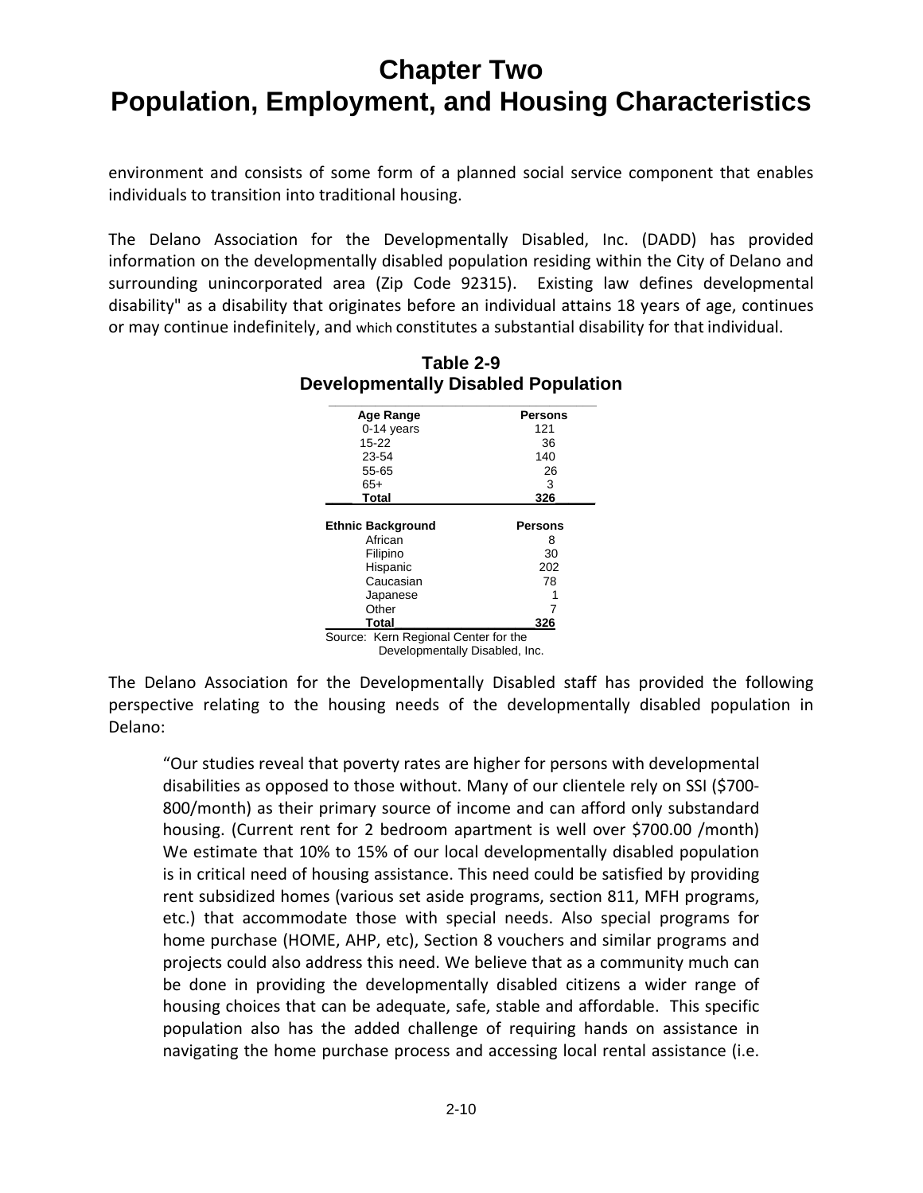environment and consists of some form of a planned social service component that enables individuals to transition into traditional housing.

The Delano Association for the Developmentally Disabled, Inc. (DADD) has provided information on the developmentally disabled population residing within the City of Delano and surrounding unincorporated area (Zip Code 92315). Existing law defines developmental disability" as a disability that originates before an individual attains 18 years of age, continues or may continue indefinitely, and which constitutes a substantial disability for that individual.

**Table 2-9**
**Developmentally Disabled Population**

| Age Range | Persons |
|---|---|
| 0-14 years | 121 |
| 15-22 | 36 |
| 23-54 | 140 |
| 55-65 | 26 |
| 65+ | 3 |
| **Total** | **326** |

| Ethnic Background | Persons |
|---|---|
| African | 8 |
| Filipino | 30 |
| Hispanic | 202 |
| Caucasian | 78 |
| Japanese | 1 |
| Other | 7 |
| **Total** | **326** |

Source: Kern Regional Center for the Developmentally Disabled, Inc.

The Delano Association for the Developmentally Disabled staff has provided the following perspective relating to the housing needs of the developmentally disabled population in Delano:

> "Our studies reveal that poverty rates are higher for persons with developmental disabilities as opposed to those without. Many of our clientele rely on SSI ($700-800/month) as their primary source of income and can afford only substandard housing. (Current rent for 2 bedroom apartment is well over $700.00 /month) We estimate that 10% to 15% of our local developmentally disabled population is in critical need of housing assistance. This need could be satisfied by providing rent subsidized homes (various set aside programs, section 811, MFH programs, etc.) that accommodate those with special needs. Also special programs for home purchase (HOME, AHP, etc), Section 8 vouchers and similar programs and projects could also address this need. We believe that as a community much can be done in providing the developmentally disabled citizens a wider range of housing choices that can be adequate, safe, stable and affordable. This specific population also has the added challenge of requiring hands on assistance in navigating the home purchase process and accessing local rental assistance (i.e.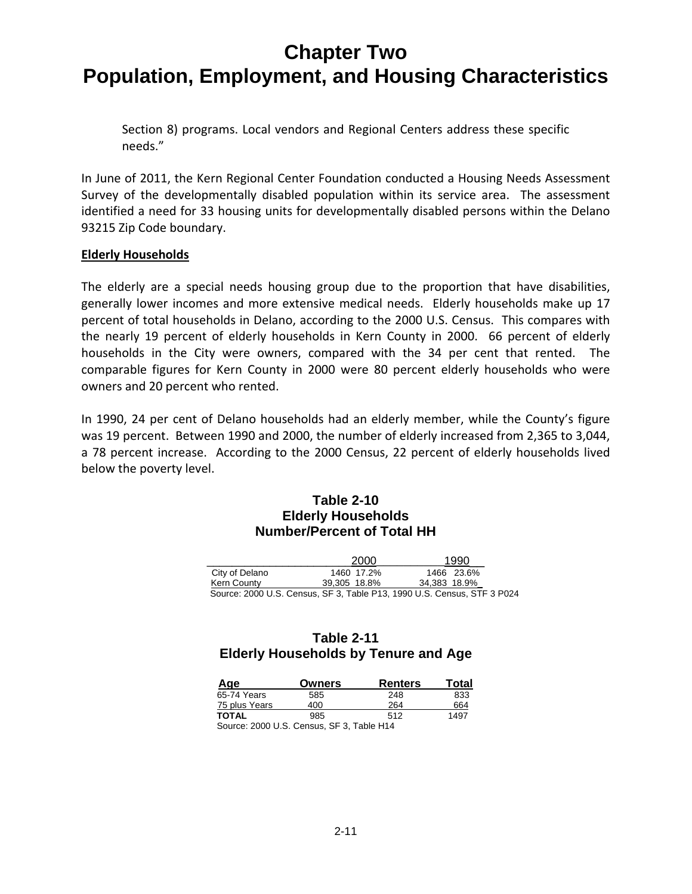# Chapter Two
# Population, Employment, and Housing Characteristics

Section 8) programs. Local vendors and Regional Centers address these specific needs."

In June of 2011, the Kern Regional Center Foundation conducted a Housing Needs Assessment Survey of the developmentally disabled population within its service area. The assessment identified a need for 33 housing units for developmentally disabled persons within the Delano 93215 Zip Code boundary.

**Elderly Households**

The elderly are a special needs housing group due to the proportion that have disabilities, generally lower incomes and more extensive medical needs. Elderly households make up 17 percent of total households in Delano, according to the 2000 U.S. Census. This compares with the nearly 19 percent of elderly households in Kern County in 2000. 66 percent of elderly households in the City were owners, compared with the 34 per cent that rented. The comparable figures for Kern County in 2000 were 80 percent elderly households who were owners and 20 percent who rented.

In 1990, 24 per cent of Delano households had an elderly member, while the County's figure was 19 percent. Between 1990 and 2000, the number of elderly increased from 2,365 to 3,044, a 78 percent increase. According to the 2000 Census, 22 percent of elderly households lived below the poverty level.

**Table 2-10**
**Elderly Households**
**Number/Percent of Total HH**

| | 2000 | | 1990 | |
|---|---|---|---|---|
| City of Delano | 1460 | 17.2% | 1466 | 23.6% |
| Kern County | 39,305 | 18.8% | 34,383 | 18.9% |

Source: 2000 U.S. Census, SF 3, Table P13, 1990 U.S. Census, STF 3 P024

**Table 2-11**
**Elderly Households by Tenure and Age**

| Age | Owners | Renters | Total |
|---|---|---|---|
| 65-74 Years | 585 | 248 | 833 |
| 75 plus Years | 400 | 264 | 664 |
| **TOTAL** | 985 | 512 | 1497 |

Source: 2000 U.S. Census, SF 3, Table H14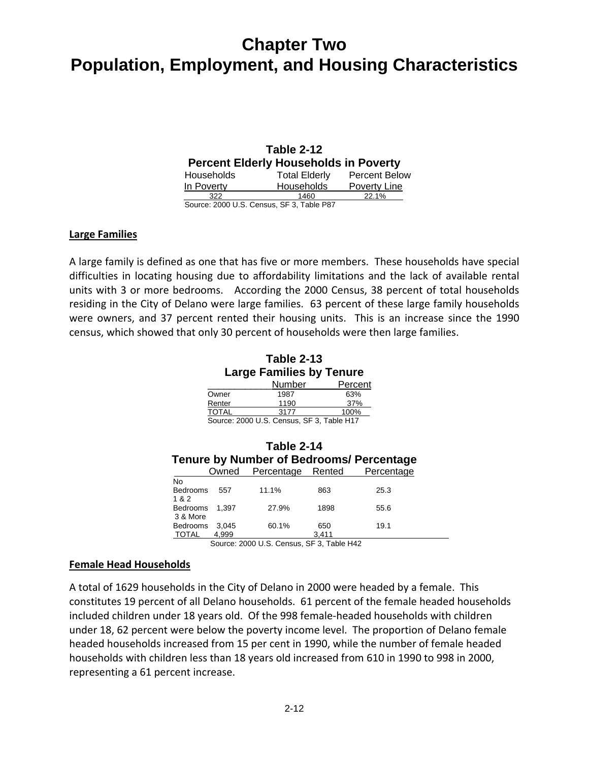# Chapter Two
# Population, Employment, and Housing Characteristics

**Table 2-12**
**Percent Elderly Households in Poverty**

| Households In Poverty | Total Elderly Households | Percent Below Poverty Line |
|---|---|---|
| 322 | 1460 | 22.1% |

Source: 2000 U.S. Census, SF 3, Table P87

### Large Families

A large family is defined as one that has five or more members. These households have special difficulties in locating housing due to affordability limitations and the lack of available rental units with 3 or more bedrooms. According the 2000 Census, 38 percent of total households residing in the City of Delano were large families. 63 percent of these large family households were owners, and 37 percent rented their housing units. This is an increase since the 1990 census, which showed that only 30 percent of households were then large families.

**Table 2-13**
**Large Families by Tenure**

| | Number | Percent |
|---|---|---|
| Owner | 1987 | 63% |
| Renter | 1190 | 37% |
| TOTAL | 3177 | 100% |

Source: 2000 U.S. Census, SF 3, Table H17

**Table 2-14**
**Tenure by Number of Bedrooms/ Percentage**

| | Owned | Percentage | Rented | Percentage |
|---|---|---|---|---|
| No Bedrooms | 557 | 11.1% | 863 | 25.3 |
| 1 & 2 Bedrooms | 1,397 | 27.9% | 1898 | 55.6 |
| 3 & More Bedrooms | 3,045 | 60.1% | 650 | 19.1 |
| TOTAL | 4,999 | | 3,411 | |

Source: 2000 U.S. Census, SF 3, Table H42

### Female Head Households

A total of 1629 households in the City of Delano in 2000 were headed by a female. This constitutes 19 percent of all Delano households. 61 percent of the female headed households included children under 18 years old. Of the 998 female-headed households with children under 18, 62 percent were below the poverty income level. The proportion of Delano female headed households increased from 15 per cent in 1990, while the number of female headed households with children less than 18 years old increased from 610 in 1990 to 998 in 2000, representing a 61 percent increase.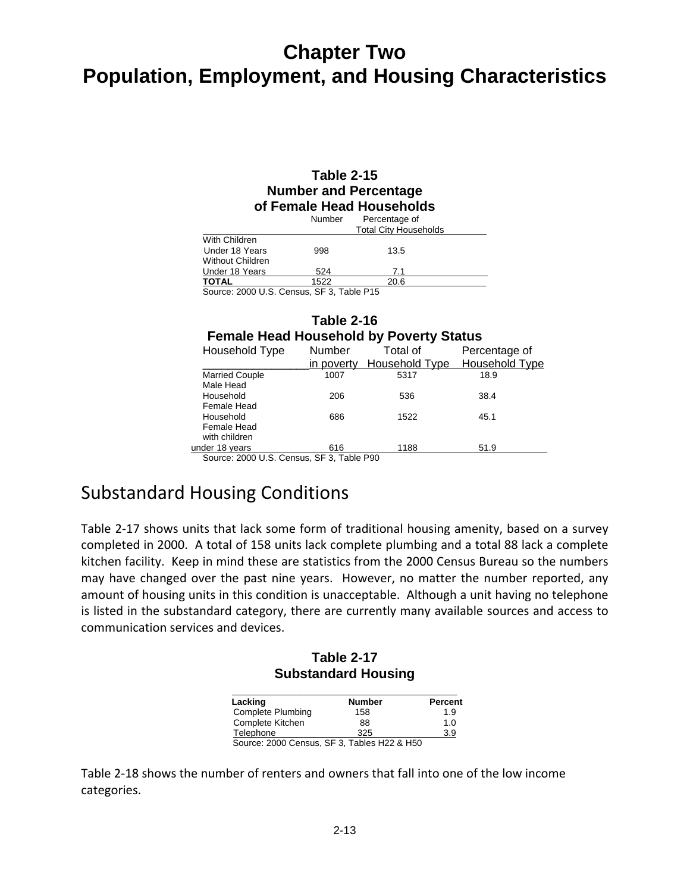# Chapter Two
# Population, Employment, and Housing Characteristics

**Table 2-15**
**Number and Percentage of Female Head Households**

| | Number | Percentage of Total City Households |
|---|---|---|
| With Children Under 18 Years | 998 | 13.5 |
| Without Children Under 18 Years | 524 | 7.1 |
| **TOTAL** | 1522 | 20.6 |

Source: 2000 U.S. Census, SF 3, Table P15

**Table 2-16**
**Female Head Household by Poverty Status**

| Household Type | Number in poverty | Total of Household Type | Percentage of Household Type |
|---|---|---|---|
| Married Couple | 1007 | 5317 | 18.9 |
| Male Head Household | 206 | 536 | 38.4 |
| Female Head Household | 686 | 1522 | 45.1 |
| Female Head with children under 18 years | 616 | 1188 | 51.9 |

Source: 2000 U.S. Census, SF 3, Table P90

## Substandard Housing Conditions

Table 2-17 shows units that lack some form of traditional housing amenity, based on a survey completed in 2000. A total of 158 units lack complete plumbing and a total 88 lack a complete kitchen facility. Keep in mind these are statistics from the 2000 Census Bureau so the numbers may have changed over the past nine years. However, no matter the number reported, any amount of housing units in this condition is unacceptable. Although a unit having no telephone is listed in the substandard category, there are currently many available sources and access to communication services and devices.

**Table 2-17**
**Substandard Housing**

| Lacking | Number | Percent |
|---|---|---|
| Complete Plumbing | 158 | 1.9 |
| Complete Kitchen | 88 | 1.0 |
| Telephone | 325 | 3.9 |

Source: 2000 Census, SF 3, Tables H22 & H50

Table 2-18 shows the number of renters and owners that fall into one of the low income categories.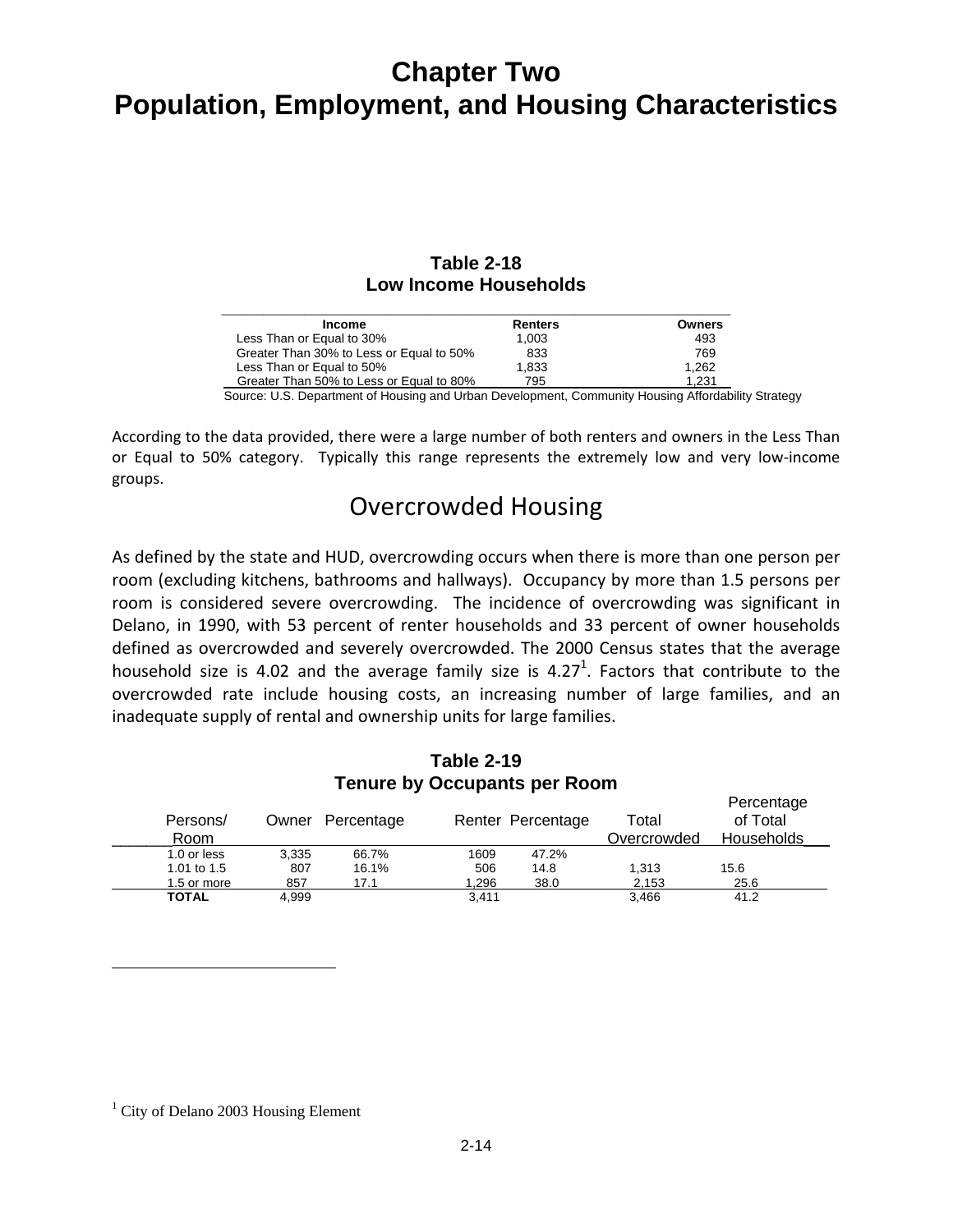# Chapter Two
# Population, Employment, and Housing Characteristics

**Table 2-18**
**Low Income Households**

| Income | Renters | Owners |
|---|---|---|
| Less Than or Equal to 30% | 1,003 | 493 |
| Greater Than 30% to Less or Equal to 50% | 833 | 769 |
| Less Than or Equal to 50% | 1,833 | 1,262 |
| Greater Than 50% to Less or Equal to 80% | 795 | 1,231 |

Source: U.S. Department of Housing and Urban Development, Community Housing Affordability Strategy

According to the data provided, there were a large number of both renters and owners in the Less Than or Equal to 50% category. Typically this range represents the extremely low and very low-income groups.

## Overcrowded Housing

As defined by the state and HUD, overcrowding occurs when there is more than one person per room (excluding kitchens, bathrooms and hallways). Occupancy by more than 1.5 persons per room is considered severe overcrowding. The incidence of overcrowding was significant in Delano, in 1990, with 53 percent of renter households and 33 percent of owner households defined as overcrowded and severely overcrowded. The 2000 Census states that the average household size is 4.02 and the average family size is 4.27[1]. Factors that contribute to the overcrowded rate include housing costs, an increasing number of large families, and an inadequate supply of rental and ownership units for large families.

**Table 2-19**
**Tenure by Occupants per Room**

| Persons/ Room | Owner | Percentage | Renter | Percentage | Total Overcrowded | Percentage of Total Households |
|---|---|---|---|---|---|---|
| 1.0 or less | 3,335 | 66.7% | 1609 | 47.2% | | |
| 1.01 to 1.5 | 807 | 16.1% | 506 | 14.8 | 1,313 | 15.6 |
| 1.5 or more | 857 | 17.1 | 1,296 | 38.0 | 2,153 | 25.6 |
| **TOTAL** | 4,999 | | 3,411 | | 3,466 | 41.2 |

[1] City of Delano 2003 Housing Element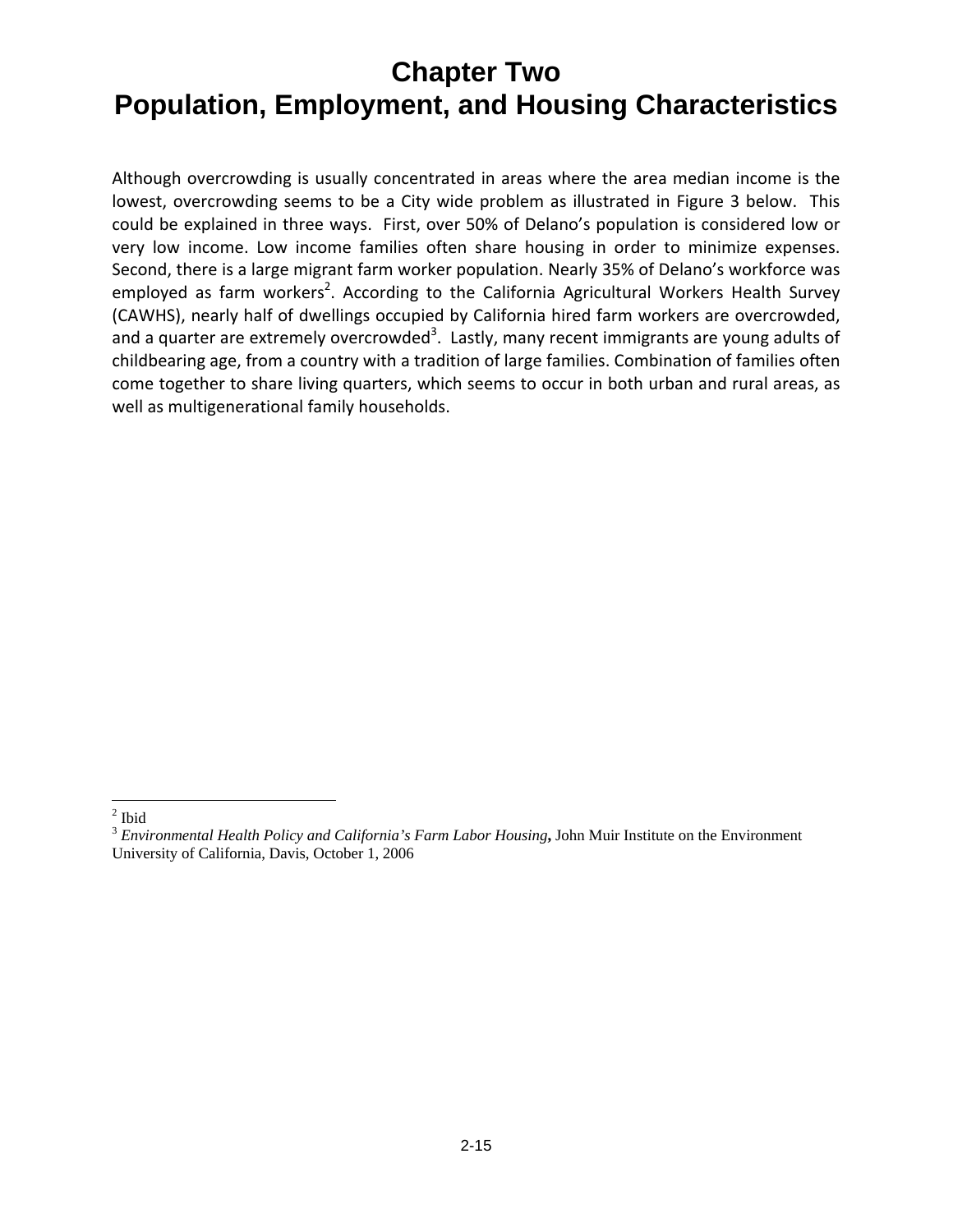# Chapter Two
# Population, Employment, and Housing Characteristics

Although overcrowding is usually concentrated in areas where the area median income is the lowest, overcrowding seems to be a City wide problem as illustrated in Figure 3 below. This could be explained in three ways. First, over 50% of Delano's population is considered low or very low income. Low income families often share housing in order to minimize expenses. Second, there is a large migrant farm worker population. Nearly 35% of Delano's workforce was employed as farm workers[2]. According to the California Agricultural Workers Health Survey (CAWHS), nearly half of dwellings occupied by California hired farm workers are overcrowded, and a quarter are extremely overcrowded[3]. Lastly, many recent immigrants are young adults of childbearing age, from a country with a tradition of large families. Combination of families often come together to share living quarters, which seems to occur in both urban and rural areas, as well as multigenerational family households.

---

[2] Ibid

[3] *Environmental Health Policy and California's Farm Labor Housing*, John Muir Institute on the Environment University of California, Davis, October 1, 2006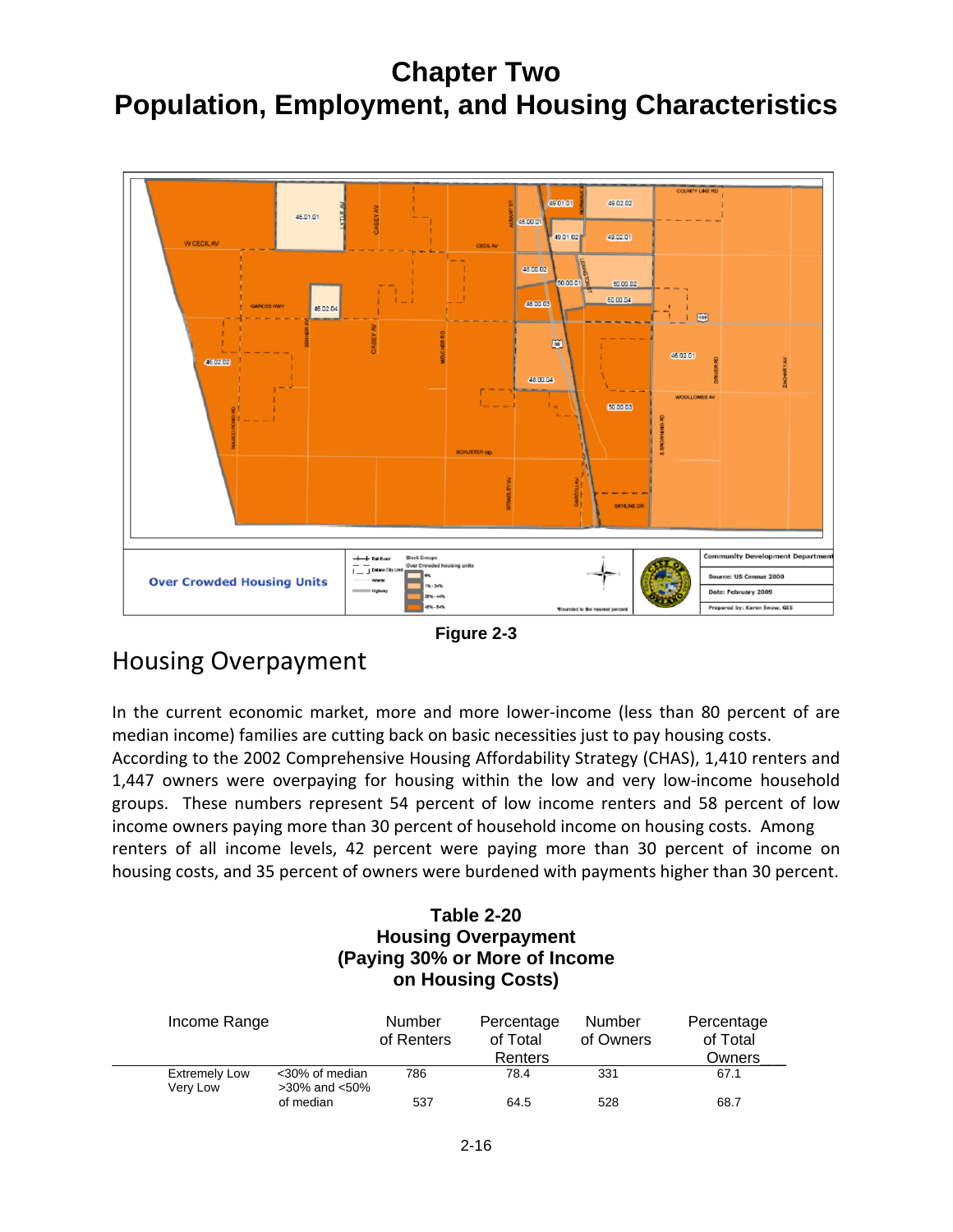# Chapter Two
# Population, Employment, and Housing Characteristics

Figure 2-3

## Housing Overpayment

In the current economic market, more and more lower-income (less than 80 percent of are median income) families are cutting back on basic necessities just to pay housing costs. According to the 2002 Comprehensive Housing Affordability Strategy (CHAS), 1,410 renters and 1,447 owners were overpaying for housing within the low and very low-income household groups. These numbers represent 54 percent of low income renters and 58 percent of low income owners paying more than 30 percent of household income on housing costs. Among renters of all income levels, 42 percent were paying more than 30 percent of income on housing costs, and 35 percent of owners were burdened with payments higher than 30 percent.

**Table 2-20**
**Housing Overpayment**
**(Paying 30% or More of Income on Housing Costs)**

| Income Range | | Number of Renters | Percentage of Total Renters | Number of Owners | Percentage of Total Owners |
|---|---|---|---|---|---|
| Extremely Low | <30% of median | 786 | 78.4 | 331 | 67.1 |
| Very Low | >30% and <50% of median | 537 | 64.5 | 528 | 68.7 |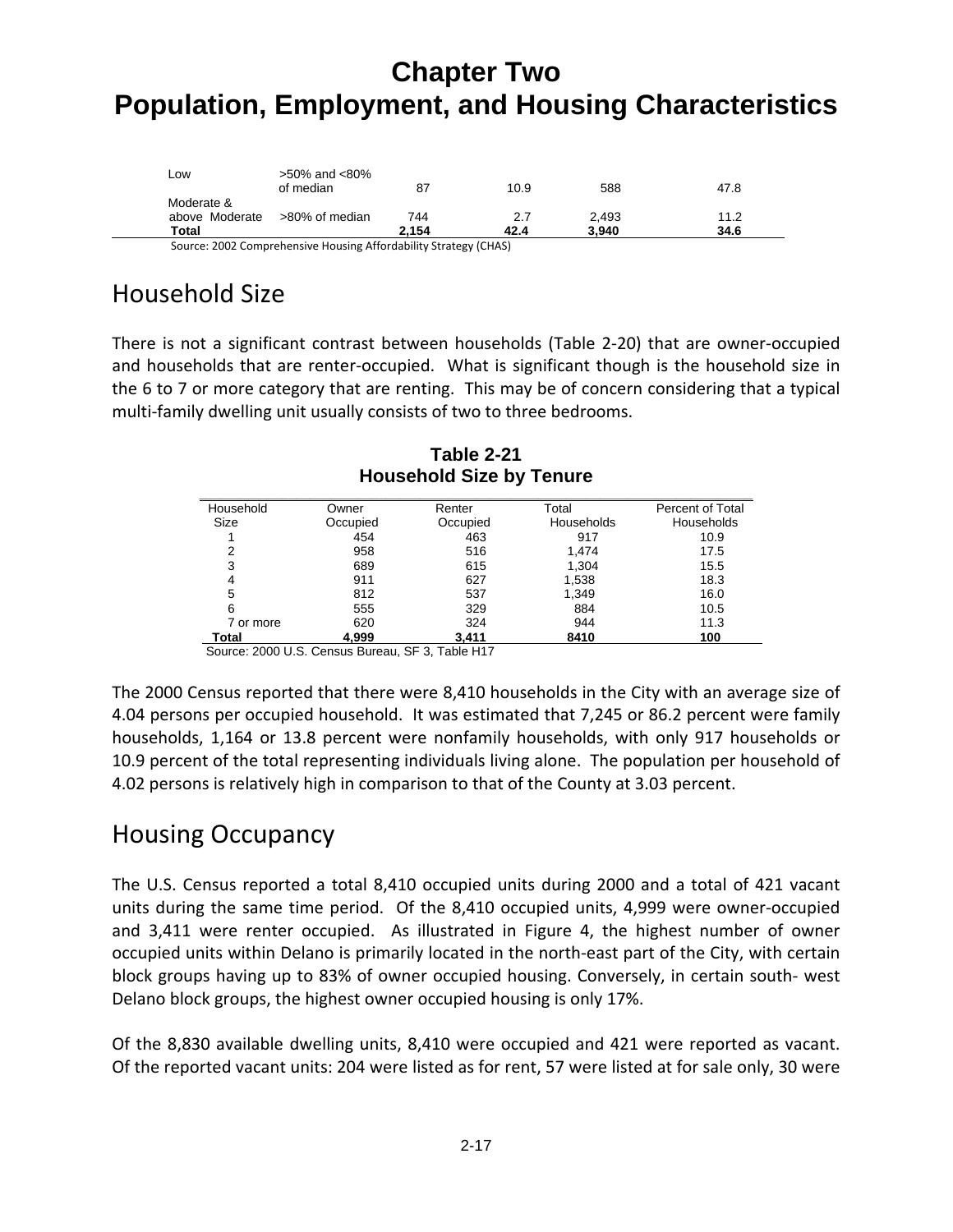# Chapter Two
# Population, Employment, and Housing Characteristics

| | | | | | |
|---|---|---|---|---|---|
| Low | >50% and <80% of median | 87 | 10.9 | 588 | 47.8 |
| Moderate & above Moderate | >80% of median | 744 | 2.7 | 2,493 | 11.2 |
| **Total** | | **2,154** | **42.4** | **3,940** | **34.6** |

Source: 2002 Comprehensive Housing Affordability Strategy (CHAS)

## Household Size

There is not a significant contrast between households (Table 2-20) that are owner-occupied and households that are renter-occupied. What is significant though is the household size in the 6 to 7 or more category that are renting. This may be of concern considering that a typical multi-family dwelling unit usually consists of two to three bedrooms.

**Table 2-21**
**Household Size by Tenure**

| Household Size | Owner Occupied | Renter Occupied | Total Households | Percent of Total Households |
|---|---|---|---|---|
| 1 | 454 | 463 | 917 | 10.9 |
| 2 | 958 | 516 | 1,474 | 17.5 |
| 3 | 689 | 615 | 1,304 | 15.5 |
| 4 | 911 | 627 | 1,538 | 18.3 |
| 5 | 812 | 537 | 1,349 | 16.0 |
| 6 | 555 | 329 | 884 | 10.5 |
| 7 or more | 620 | 324 | 944 | 11.3 |
| **Total** | **4,999** | **3,411** | **8410** | **100** |

Source: 2000 U.S. Census Bureau, SF 3, Table H17

The 2000 Census reported that there were 8,410 households in the City with an average size of 4.04 persons per occupied household. It was estimated that 7,245 or 86.2 percent were family households, 1,164 or 13.8 percent were nonfamily households, with only 917 households or 10.9 percent of the total representing individuals living alone. The population per household of 4.02 persons is relatively high in comparison to that of the County at 3.03 percent.

## Housing Occupancy

The U.S. Census reported a total 8,410 occupied units during 2000 and a total of 421 vacant units during the same time period. Of the 8,410 occupied units, 4,999 were owner-occupied and 3,411 were renter occupied. As illustrated in Figure 4, the highest number of owner occupied units within Delano is primarily located in the north-east part of the City, with certain block groups having up to 83% of owner occupied housing. Conversely, in certain south- west Delano block groups, the highest owner occupied housing is only 17%.

Of the 8,830 available dwelling units, 8,410 were occupied and 421 were reported as vacant. Of the reported vacant units: 204 were listed as for rent, 57 were listed at for sale only, 30 were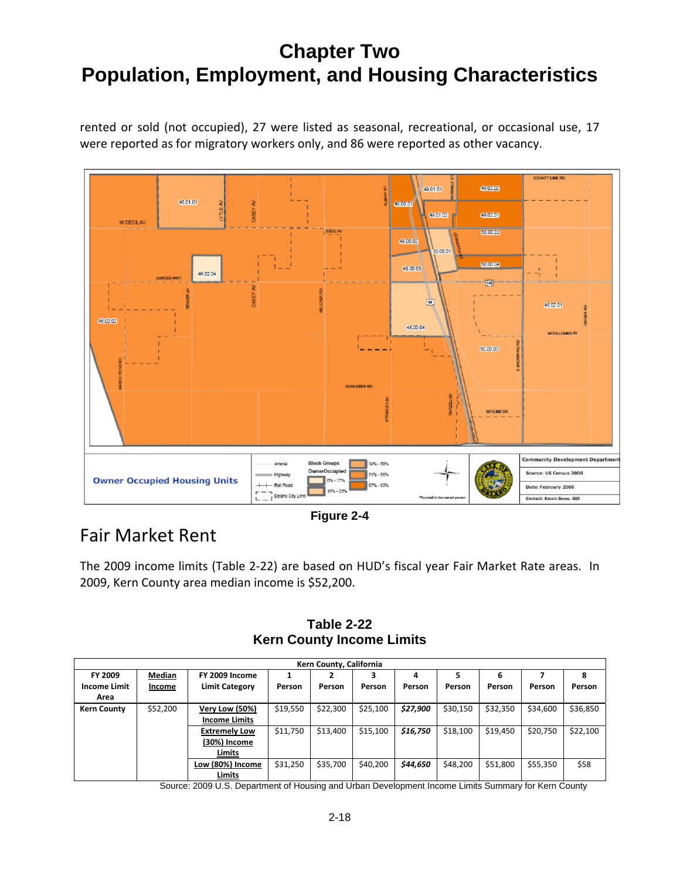rented or sold (not occupied), 27 were listed as seasonal, recreational, or occasional use, 17 were reported as for migratory workers only, and 86 were reported as other vacancy.

**Figure 2-4**

## Fair Market Rent

The 2009 income limits (Table 2-22) are based on HUD's fiscal year Fair Market Rate areas. In 2009, Kern County area median income is $52,200.

**Table 2-22**
**Kern County Income Limits**

| Kern County, California | | | | | | | | | | |
|---|---|---|---|---|---|---|---|---|---|---|
| FY 2009 Income Limit Area | Median Income | FY 2009 Income Limit Category | 1 Person | 2 Person | 3 Person | 4 Person | 5 Person | 6 Person | 7 Person | 8 Person |
| Kern County | $52,200 | Very Low (50%) Income Limits | $19,550 | $22,300 | $25,100 | ***$27,900*** | $30,150 | $32,350 | $34,600 | $36,850 |
| | | Extremely Low (30%) Income Limits | $11,750 | $13,400 | $15,100 | ***$16,750*** | $18,100 | $19,450 | $20,750 | $22,100 |
| | | Low (80%) Income Limits | $31,250 | $35,700 | $40,200 | ***$44,650*** | $48,200 | $51,800 | $55,350 | $58 |

Source: 2009 U.S. Department of Housing and Urban Development Income Limits Summary for Kern County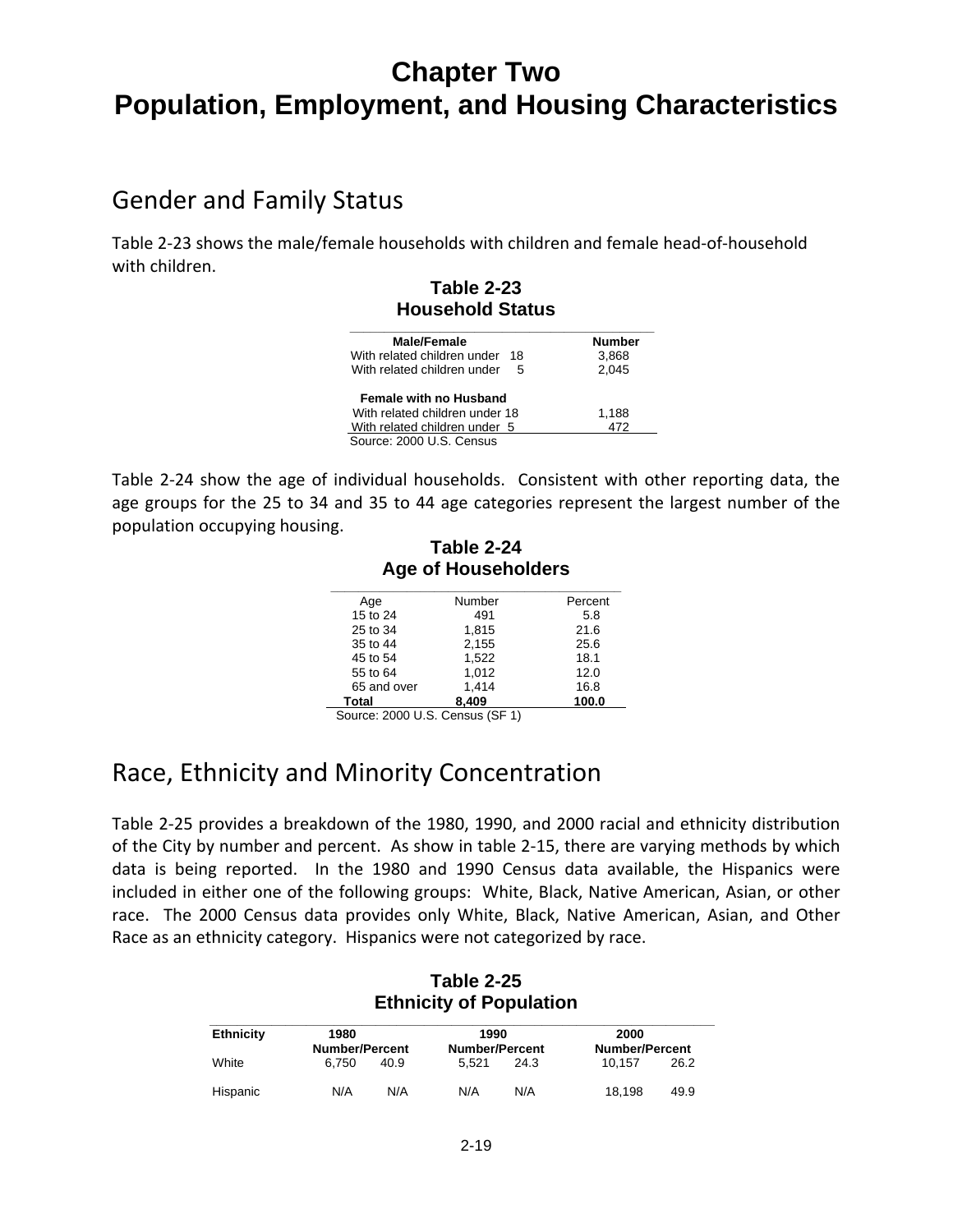# Chapter Two
# Population, Employment, and Housing Characteristics

## Gender and Family Status

Table 2-23 shows the male/female households with children and female head-of-household with children.

**Table 2-23**
**Household Status**

| Male/Female | Number |
|---|---|
| With related children under 18 | 3,868 |
| With related children under 5 | 2,045 |
| **Female with no Husband** | |
| With related children under 18 | 1,188 |
| With related children under 5 | 472 |

Source: 2000 U.S. Census

Table 2-24 show the age of individual households. Consistent with other reporting data, the age groups for the 25 to 34 and 35 to 44 age categories represent the largest number of the population occupying housing.

**Table 2-24**
**Age of Householders**

| Age | Number | Percent |
|---|---|---|
| 15 to 24 | 491 | 5.8 |
| 25 to 34 | 1,815 | 21.6 |
| 35 to 44 | 2,155 | 25.6 |
| 45 to 54 | 1,522 | 18.1 |
| 55 to 64 | 1,012 | 12.0 |
| 65 and over | 1,414 | 16.8 |
| **Total** | **8,409** | **100.0** |

Source: 2000 U.S. Census (SF 1)

## Race, Ethnicity and Minority Concentration

Table 2-25 provides a breakdown of the 1980, 1990, and 2000 racial and ethnicity distribution of the City by number and percent. As show in table 2-15, there are varying methods by which data is being reported. In the 1980 and 1990 Census data available, the Hispanics were included in either one of the following groups: White, Black, Native American, Asian, or other race. The 2000 Census data provides only White, Black, Native American, Asian, and Other Race as an ethnicity category. Hispanics were not categorized by race.

**Table 2-25**
**Ethnicity of Population**

| Ethnicity | 1980 Number/Percent | | 1990 Number/Percent | | 2000 Number/Percent | |
|---|---|---|---|---|---|---|
| White | 6,750 | 40.9 | 5,521 | 24.3 | 10,157 | 26.2 |
| Hispanic | N/A | N/A | N/A | N/A | 18,198 | 49.9 |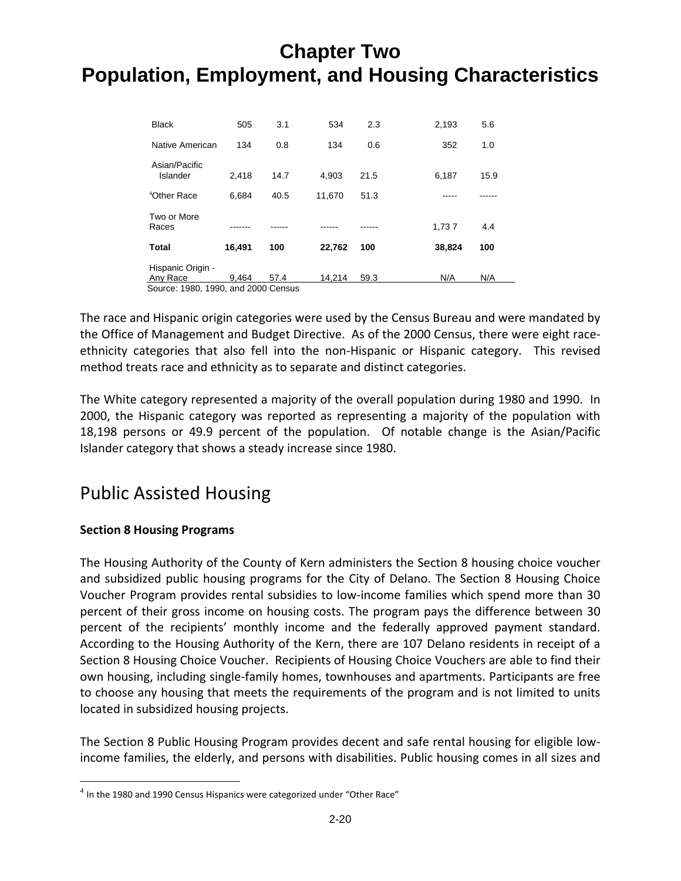# Chapter Two
# Population, Employment, and Housing Characteristics

| | | | | | | |
|---|---|---|---|---|---|---|
| Black | 505 | 3.1 | 534 | 2.3 | 2,193 | 5.6 |
| Native American | 134 | 0.8 | 134 | 0.6 | 352 | 1.0 |
| Asian/Pacific Islander | 2,418 | 14.7 | 4,903 | 21.5 | 6,187 | 15.9 |
| [4]Other Race | 6,684 | 40.5 | 11,670 | 51.3 | ----- | ------ |
| Two or More Races | ------- | ------ | ------ | ------ | 1,73 7 | 4.4 |
| **Total** | **16,491** | **100** | **22,762** | **100** | **38,824** | **100** |
| Hispanic Origin - Any Race | 9,464 | 57.4 | 14,214 | 59.3 | N/A | N/A |

Source: 1980, 1990, and 2000 Census

The race and Hispanic origin categories were used by the Census Bureau and were mandated by the Office of Management and Budget Directive. As of the 2000 Census, there were eight race-ethnicity categories that also fell into the non-Hispanic or Hispanic category. This revised method treats race and ethnicity as to separate and distinct categories.

The White category represented a majority of the overall population during 1980 and 1990. In 2000, the Hispanic category was reported as representing a majority of the population with 18,198 persons or 49.9 percent of the population. Of notable change is the Asian/Pacific Islander category that shows a steady increase since 1980.

## Public Assisted Housing

**Section 8 Housing Programs**

The Housing Authority of the County of Kern administers the Section 8 housing choice voucher and subsidized public housing programs for the City of Delano. The Section 8 Housing Choice Voucher Program provides rental subsidies to low-income families which spend more than 30 percent of their gross income on housing costs. The program pays the difference between 30 percent of the recipients' monthly income and the federally approved payment standard. According to the Housing Authority of the Kern, there are 107 Delano residents in receipt of a Section 8 Housing Choice Voucher. Recipients of Housing Choice Vouchers are able to find their own housing, including single-family homes, townhouses and apartments. Participants are free to choose any housing that meets the requirements of the program and is not limited to units located in subsidized housing projects.

The Section 8 Public Housing Program provides decent and safe rental housing for eligible low-income families, the elderly, and persons with disabilities. Public housing comes in all sizes and

[4] In the 1980 and 1990 Census Hispanics were categorized under "Other Race"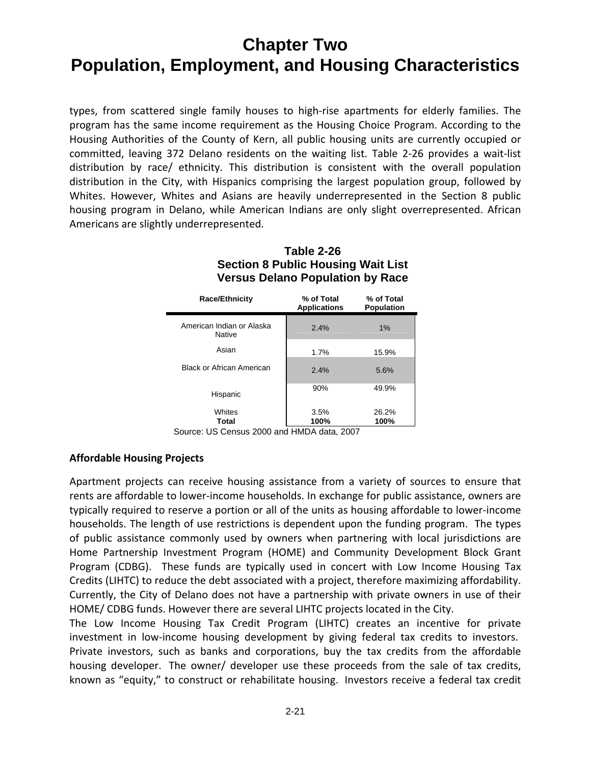types, from scattered single family houses to high-rise apartments for elderly families. The program has the same income requirement as the Housing Choice Program. According to the Housing Authorities of the County of Kern, all public housing units are currently occupied or committed, leaving 372 Delano residents on the waiting list. Table 2-26 provides a wait-list distribution by race/ ethnicity. This distribution is consistent with the overall population distribution in the City, with Hispanics comprising the largest population group, followed by Whites. However, Whites and Asians are heavily underrepresented in the Section 8 public housing program in Delano, while American Indians are only slight overrepresented. African Americans are slightly underrepresented.

**Table 2-26**
**Section 8 Public Housing Wait List Versus Delano Population by Race**

| Race/Ethnicity | % of Total Applications | % of Total Population |
|---|---|---|
| American Indian or Alaska Native | 2.4% | 1% |
| Asian | 1.7% | 15.9% |
| Black or African American | 2.4% | 5.6% |
| Hispanic | 90% | 49.9% |
| Whites | 3.5% | 26.2% |
| **Total** | **100%** | **100%** |

Source: US Census 2000 and HMDA data, 2007

### Affordable Housing Projects

Apartment projects can receive housing assistance from a variety of sources to ensure that rents are affordable to lower-income households. In exchange for public assistance, owners are typically required to reserve a portion or all of the units as housing affordable to lower-income households. The length of use restrictions is dependent upon the funding program. The types of public assistance commonly used by owners when partnering with local jurisdictions are Home Partnership Investment Program (HOME) and Community Development Block Grant Program (CDBG). These funds are typically used in concert with Low Income Housing Tax Credits (LIHTC) to reduce the debt associated with a project, therefore maximizing affordability. Currently, the City of Delano does not have a partnership with private owners in use of their HOME/ CDBG funds. However there are several LIHTC projects located in the City.

The Low Income Housing Tax Credit Program (LIHTC) creates an incentive for private investment in low-income housing development by giving federal tax credits to investors. Private investors, such as banks and corporations, buy the tax credits from the affordable housing developer. The owner/ developer use these proceeds from the sale of tax credits, known as “equity,” to construct or rehabilitate housing. Investors receive a federal tax credit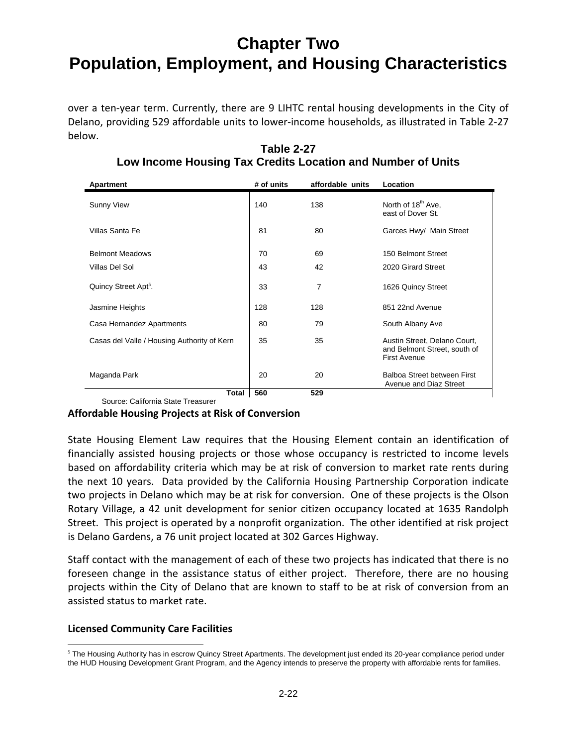# Chapter Two
# Population, Employment, and Housing Characteristics

over a ten-year term. Currently, there are 9 LIHTC rental housing developments in the City of Delano, providing 529 affordable units to lower-income households, as illustrated in Table 2-27 below.

**Table 2-27**
**Low Income Housing Tax Credits Location and Number of Units**

| Apartment | # of units | affordable units | Location |
|---|---|---|---|
| Sunny View | 140 | 138 | North of 18th Ave, east of Dover St. |
| Villas Santa Fe | 81 | 80 | Garces Hwy/ Main Street |
| Belmont Meadows | 70 | 69 | 150 Belmont Street |
| Villas Del Sol | 43 | 42 | 2020 Girard Street |
| Quincy Street Apt[5]. | 33 | 7 | 1626 Quincy Street |
| Jasmine Heights | 128 | 128 | 851 22nd Avenue |
| Casa Hernandez Apartments | 80 | 79 | South Albany Ave |
| Casas del Valle / Housing Authority of Kern | 35 | 35 | Austin Street, Delano Court, and Belmont Street, south of First Avenue |
| Maganda Park | 20 | 20 | Balboa Street between First Avenue and Diaz Street |
| **Total** | **560** | **529** | |

Source: California State Treasurer

**Affordable Housing Projects at Risk of Conversion**

State Housing Element Law requires that the Housing Element contain an identification of financially assisted housing projects or those whose occupancy is restricted to income levels based on affordability criteria which may be at risk of conversion to market rate rents during the next 10 years. Data provided by the California Housing Partnership Corporation indicate two projects in Delano which may be at risk for conversion. One of these projects is the Olson Rotary Village, a 42 unit development for senior citizen occupancy located at 1635 Randolph Street. This project is operated by a nonprofit organization. The other identified at risk project is Delano Gardens, a 76 unit project located at 302 Garces Highway.

Staff contact with the management of each of these two projects has indicated that there is no foreseen change in the assistance status of either project. Therefore, there are no housing projects within the City of Delano that are known to staff to be at risk of conversion from an assisted status to market rate.

**Licensed Community Care Facilities**

[5] The Housing Authority has in escrow Quincy Street Apartments. The development just ended its 20-year compliance period under the HUD Housing Development Grant Program, and the Agency intends to preserve the property with affordable rents for families.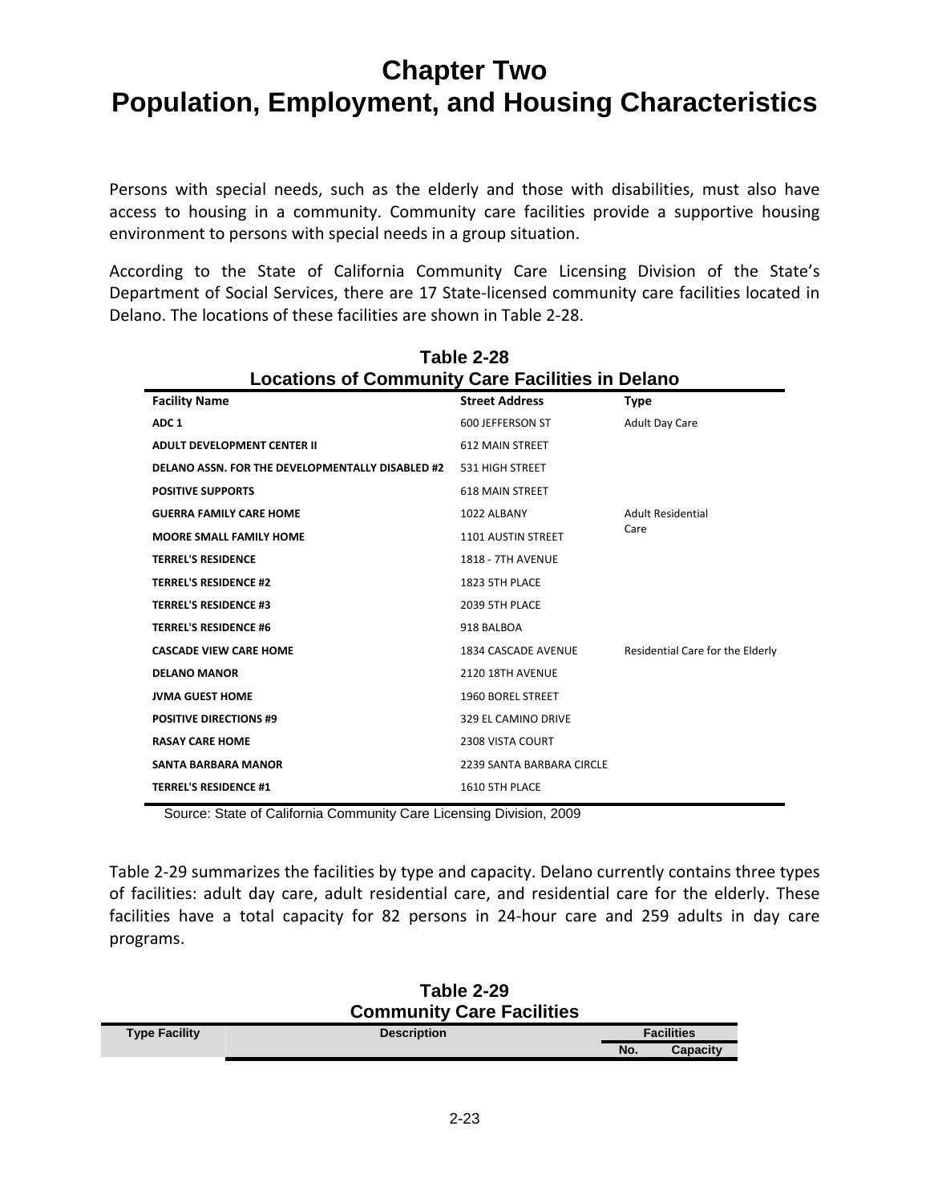# Chapter Two
# Population, Employment, and Housing Characteristics

Persons with special needs, such as the elderly and those with disabilities, must also have access to housing in a community. Community care facilities provide a supportive housing environment to persons with special needs in a group situation.

According to the State of California Community Care Licensing Division of the State's Department of Social Services, there are 17 State-licensed community care facilities located in Delano. The locations of these facilities are shown in Table 2-28.

**Table 2-28**
**Locations of Community Care Facilities in Delano**

| Facility Name | Street Address | Type |
|---|---|---|
| ADC 1 | 600 JEFFERSON ST | Adult Day Care |
| ADULT DEVELOPMENT CENTER II | 612 MAIN STREET | |
| DELANO ASSN. FOR THE DEVELOPMENTALLY DISABLED #2 | 531 HIGH STREET | |
| POSITIVE SUPPORTS | 618 MAIN STREET | |
| GUERRA FAMILY CARE HOME | 1022 ALBANY | Adult Residential Care |
| MOORE SMALL FAMILY HOME | 1101 AUSTIN STREET | |
| TERREL'S RESIDENCE | 1818 - 7TH AVENUE | |
| TERREL'S RESIDENCE #2 | 1823 5TH PLACE | |
| TERREL'S RESIDENCE #3 | 2039 5TH PLACE | |
| TERREL'S RESIDENCE #6 | 918 BALBOA | |
| CASCADE VIEW CARE HOME | 1834 CASCADE AVENUE | Residential Care for the Elderly |
| DELANO MANOR | 2120 18TH AVENUE | |
| JVMA GUEST HOME | 1960 BOREL STREET | |
| POSITIVE DIRECTIONS #9 | 329 EL CAMINO DRIVE | |
| RASAY CARE HOME | 2308 VISTA COURT | |
| SANTA BARBARA MANOR | 2239 SANTA BARBARA CIRCLE | |
| TERREL'S RESIDENCE #1 | 1610 5TH PLACE | |

Source: State of California Community Care Licensing Division, 2009

Table 2-29 summarizes the facilities by type and capacity. Delano currently contains three types of facilities: adult day care, adult residential care, and residential care for the elderly. These facilities have a total capacity for 82 persons in 24-hour care and 259 adults in day care programs.

**Table 2-29**
**Community Care Facilities**

| Type Facility | Description | Facilities | |
|---|---|---|---|
| | | No. | Capacity |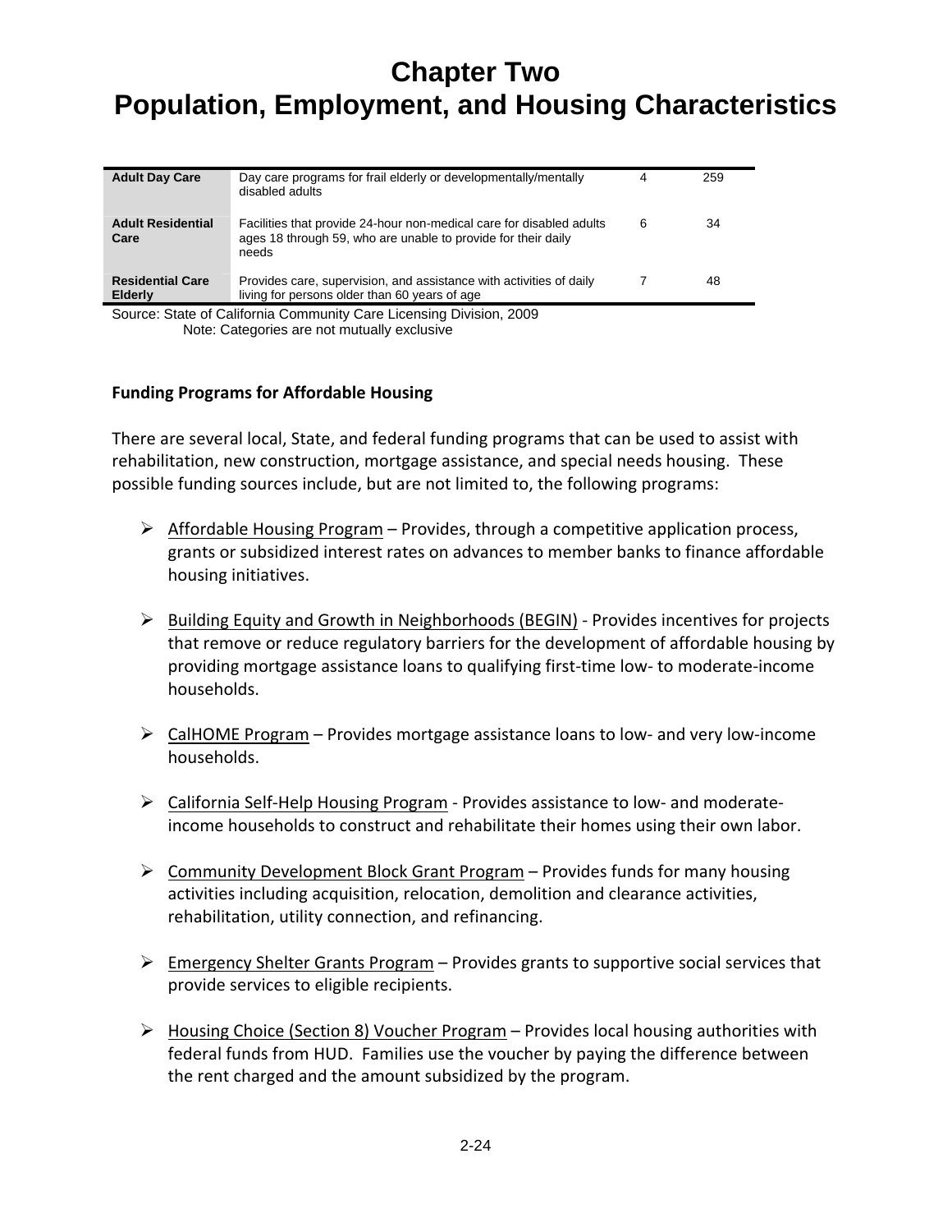# Chapter Two
# Population, Employment, and Housing Characteristics

| | | | |
|---|---|---|---|
| **Adult Day Care** | Day care programs for frail elderly or developmentally/mentally disabled adults | 4 | 259 |
| **Adult Residential Care** | Facilities that provide 24-hour non-medical care for disabled adults ages 18 through 59, who are unable to provide for their daily needs | 6 | 34 |
| **Residential Care Elderly** | Provides care, supervision, and assistance with activities of daily living for persons older than 60 years of age | 7 | 48 |

Source: State of California Community Care Licensing Division, 2009
Note: Categories are not mutually exclusive

**Funding Programs for Affordable Housing**

There are several local, State, and federal funding programs that can be used to assist with rehabilitation, new construction, mortgage assistance, and special needs housing. These possible funding sources include, but are not limited to, the following programs:

- Affordable Housing Program – Provides, through a competitive application process, grants or subsidized interest rates on advances to member banks to finance affordable housing initiatives.
- Building Equity and Growth in Neighborhoods (BEGIN) - Provides incentives for projects that remove or reduce regulatory barriers for the development of affordable housing by providing mortgage assistance loans to qualifying first-time low- to moderate-income households.
- CalHOME Program – Provides mortgage assistance loans to low- and very low-income households.
- California Self-Help Housing Program - Provides assistance to low- and moderate-income households to construct and rehabilitate their homes using their own labor.
- Community Development Block Grant Program – Provides funds for many housing activities including acquisition, relocation, demolition and clearance activities, rehabilitation, utility connection, and refinancing.
- Emergency Shelter Grants Program – Provides grants to supportive social services that provide services to eligible recipients.
- Housing Choice (Section 8) Voucher Program – Provides local housing authorities with federal funds from HUD. Families use the voucher by paying the difference between the rent charged and the amount subsidized by the program.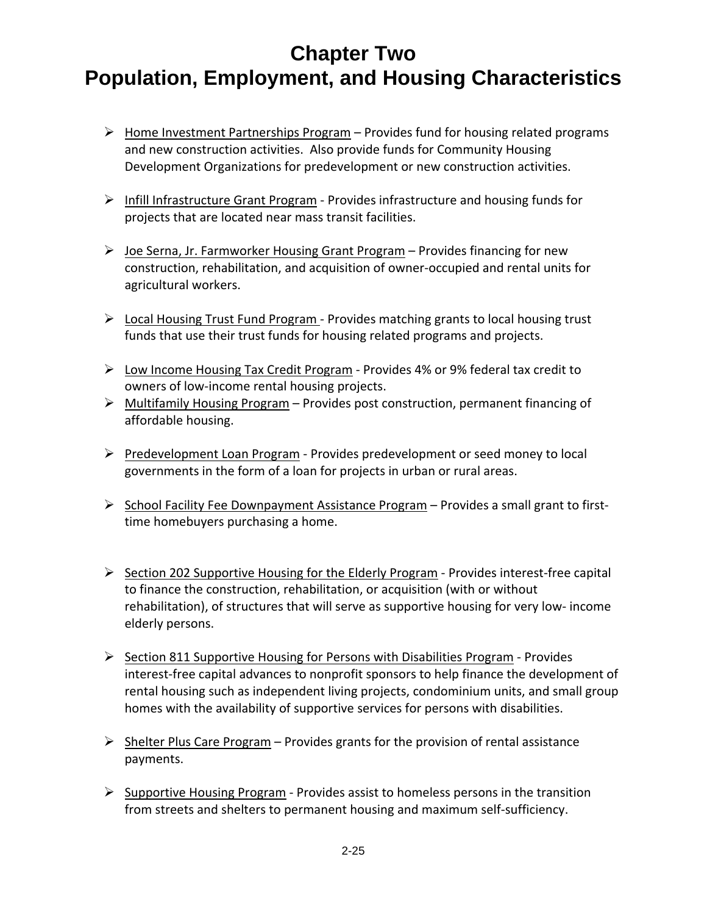- Home Investment Partnerships Program – Provides fund for housing related programs and new construction activities. Also provide funds for Community Housing Development Organizations for predevelopment or new construction activities.

- Infill Infrastructure Grant Program - Provides infrastructure and housing funds for projects that are located near mass transit facilities.

- Joe Serna, Jr. Farmworker Housing Grant Program – Provides financing for new construction, rehabilitation, and acquisition of owner-occupied and rental units for agricultural workers.

- Local Housing Trust Fund Program - Provides matching grants to local housing trust funds that use their trust funds for housing related programs and projects.

- Low Income Housing Tax Credit Program - Provides 4% or 9% federal tax credit to owners of low-income rental housing projects.
- Multifamily Housing Program – Provides post construction, permanent financing of affordable housing.

- Predevelopment Loan Program - Provides predevelopment or seed money to local governments in the form of a loan for projects in urban or rural areas.

- School Facility Fee Downpayment Assistance Program – Provides a small grant to first-time homebuyers purchasing a home.

- Section 202 Supportive Housing for the Elderly Program - Provides interest-free capital to finance the construction, rehabilitation, or acquisition (with or without rehabilitation), of structures that will serve as supportive housing for very low- income elderly persons.

- Section 811 Supportive Housing for Persons with Disabilities Program - Provides interest-free capital advances to nonprofit sponsors to help finance the development of rental housing such as independent living projects, condominium units, and small group homes with the availability of supportive services for persons with disabilities.

- Shelter Plus Care Program – Provides grants for the provision of rental assistance payments.

- Supportive Housing Program - Provides assist to homeless persons in the transition from streets and shelters to permanent housing and maximum self-sufficiency.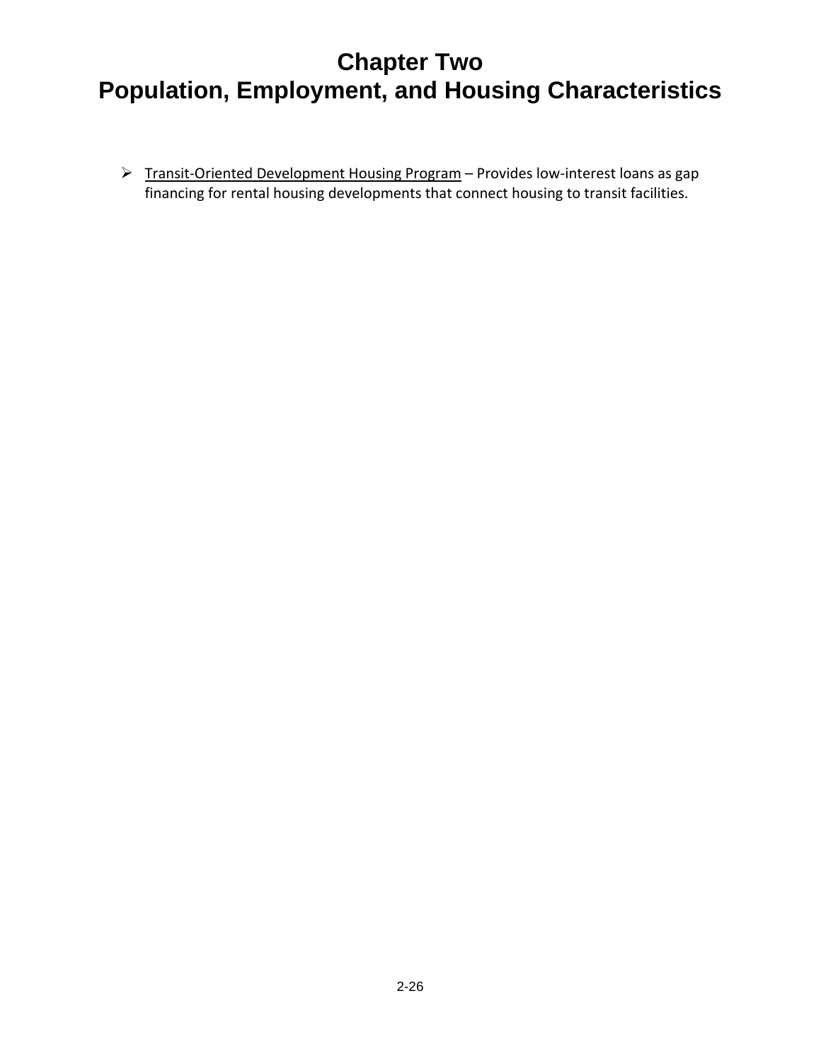# Chapter Two
# Population, Employment, and Housing Characteristics

- Transit-Oriented Development Housing Program – Provides low-interest loans as gap financing for rental housing developments that connect housing to transit facilities.